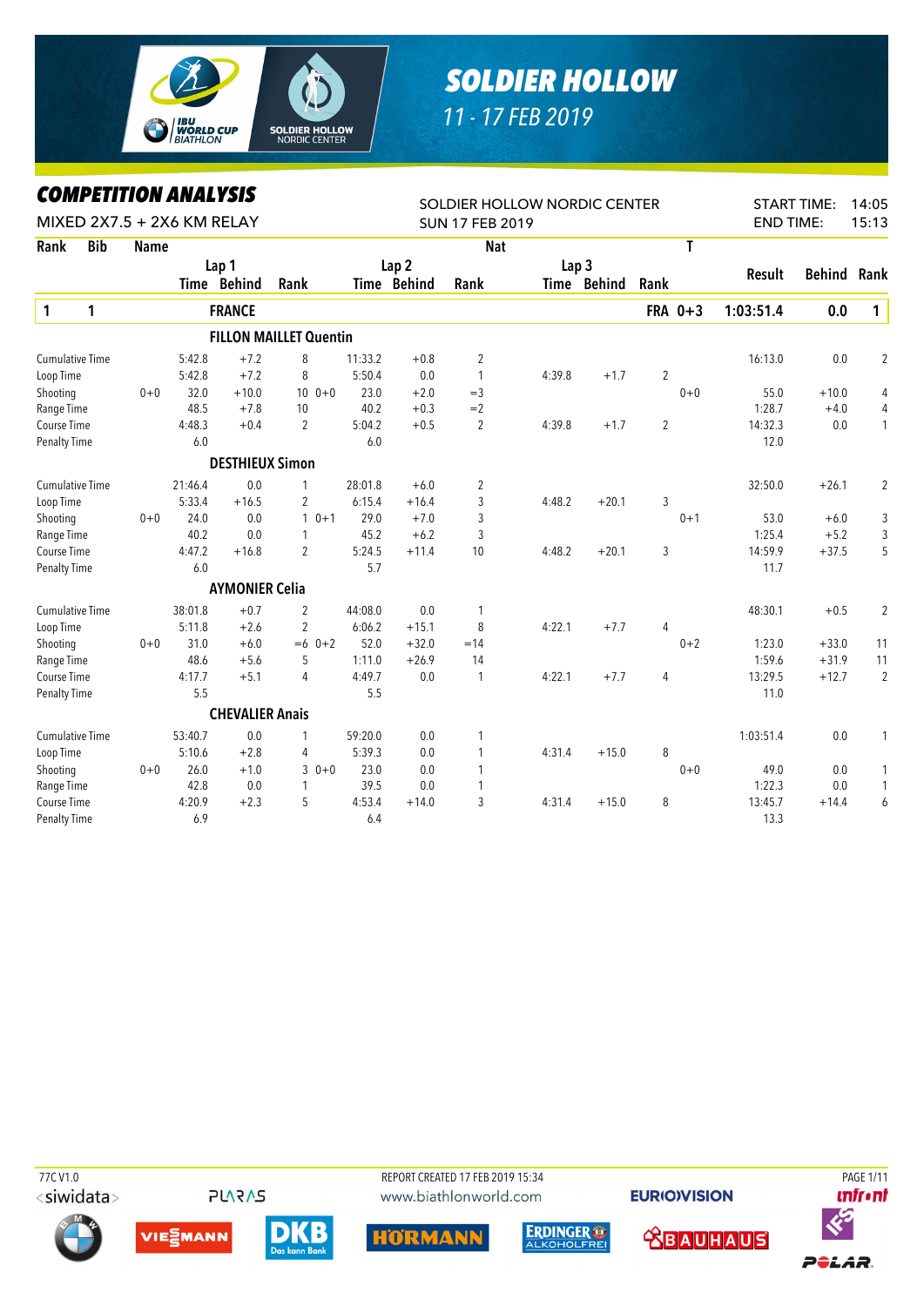# SOLDIER HOLLOW

11 - 17 FEB 2019

## COMPETITION ANALYSIS

MIXED 2X7.5 + 2X6 KM RELAY

SOLDIER HOLLOW NORDIC CENTER
SUN 17 FEB 2019

START TIME: 14:05
END TIME: 15:13

| Rank | Bib | Name | | | | | | | Nat | | | T | Result | Behind | Rank |
|---|---|---|---|---|---|---|---|---|---|---|---|---|---|---|---|
| | | | Lap 1 Time | Behind | Rank | Lap 2 Time | Behind | Rank | Lap 3 Time | Behind | Rank | | | | |
| **1** | **1** | **FRANCE** | | | | | | | | | | **FRA 0+3** | **1:03:51.4** | **0.0** | **1** |
| | | **FILLON MAILLET Quentin** | | | | | | | | | | | | | |
| Cumulative Time | | | 5:42.8 | +7.2 | 8 | 11:33.2 | +0.8 | 2 | | | | | 16:13.0 | 0.0 | 2 |
| Loop Time | | | 5:42.8 | +7.2 | 8 | 5:50.4 | 0.0 | 1 | 4:39.8 | +1.7 | 2 | | | | |
| Shooting | 0+0 | | 32.0 | +10.0 | 10 0+0 | 23.0 | +2.0 | =3 | | | | 0+0 | 55.0 | +10.0 | 4 |
| Range Time | | | 48.5 | +7.8 | 10 | 40.2 | +0.3 | =2 | | | | | 1:28.7 | +4.0 | 4 |
| Course Time | | | 4:48.3 | +0.4 | 2 | 5:04.2 | +0.5 | 2 | 4:39.8 | +1.7 | 2 | | 14:32.3 | 0.0 | 1 |
| Penalty Time | | | 6.0 | | | 6.0 | | | | | | | 12.0 | | |
| | | **DESTHIEUX Simon** | | | | | | | | | | | | | |
| Cumulative Time | | | 21:46.4 | 0.0 | 1 | 28:01.8 | +6.0 | 2 | | | | | 32:50.0 | +26.1 | 2 |
| Loop Time | | | 5:33.4 | +16.5 | 2 | 6:15.4 | +16.4 | 3 | 4:48.2 | +20.1 | 3 | | | | |
| Shooting | 0+0 | | 24.0 | 0.0 | 1 0+1 | 29.0 | +7.0 | 3 | | | | 0+1 | 53.0 | +6.0 | 3 |
| Range Time | | | 40.2 | 0.0 | 1 | 45.2 | +6.2 | 3 | | | | | 1:25.4 | +5.2 | 3 |
| Course Time | | | 4:47.2 | +16.8 | 2 | 5:24.5 | +11.4 | 10 | 4:48.2 | +20.1 | 3 | | 14:59.9 | +37.5 | 5 |
| Penalty Time | | | 6.0 | | | 5.7 | | | | | | | 11.7 | | |
| | | **AYMONIER Celia** | | | | | | | | | | | | | |
| Cumulative Time | | | 38:01.8 | +0.7 | 2 | 44:08.0 | 0.0 | 1 | | | | | 48:30.1 | +0.5 | 2 |
| Loop Time | | | 5:11.8 | +2.6 | 2 | 6:06.2 | +15.1 | 8 | 4:22.1 | +7.7 | 4 | | | | |
| Shooting | 0+0 | | 31.0 | +6.0 | =6 0+2 | 52.0 | +32.0 | =14 | | | | 0+2 | 1:23.0 | +33.0 | 11 |
| Range Time | | | 48.6 | +5.6 | 5 | 1:11.0 | +26.9 | 14 | | | | | 1:59.6 | +31.9 | 11 |
| Course Time | | | 4:17.7 | +5.1 | 4 | 4:49.7 | 0.0 | 1 | 4:22.1 | +7.7 | 4 | | 13:29.5 | +12.7 | 2 |
| Penalty Time | | | 5.5 | | | 5.5 | | | | | | | 11.0 | | |
| | | **CHEVALIER Anais** | | | | | | | | | | | | | |
| Cumulative Time | | | 53:40.7 | 0.0 | 1 | 59:20.0 | 0.0 | 1 | | | | | 1:03:51.4 | 0.0 | 1 |
| Loop Time | | | 5:10.6 | +2.8 | 4 | 5:39.3 | 0.0 | 1 | 4:31.4 | +15.0 | 8 | | | | |
| Shooting | 0+0 | | 26.0 | +1.0 | 3 0+0 | 23.0 | 0.0 | 1 | | | | 0+0 | 49.0 | 0.0 | 1 |
| Range Time | | | 42.8 | 0.0 | 1 | 39.5 | 0.0 | 1 | | | | | 1:22.3 | 0.0 | 1 |
| Course Time | | | 4:20.9 | +2.3 | 5 | 4:53.4 | +14.0 | 3 | 4:31.4 | +15.0 | 8 | | 13:45.7 | +14.4 | 6 |
| Penalty Time | | | 6.9 | | | 6.4 | | | | | | | 13.3 | | |

77C V1.0
REPORT CREATED 17 FEB 2019 15:34
www.biathlonworld.com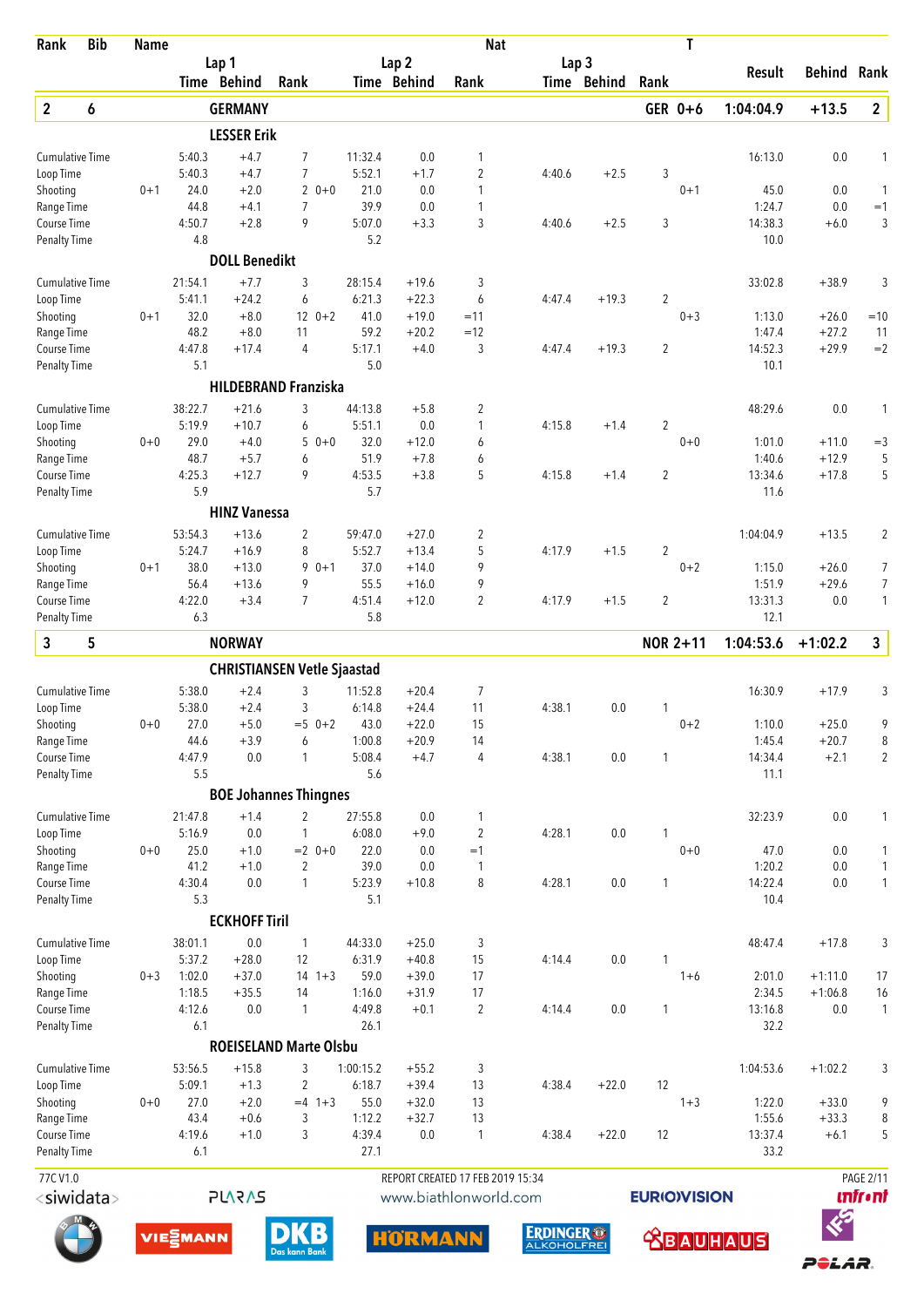| Rank | Bib | Name | Lap 1 Time | Lap 1 Behind | Lap 1 Rank | Lap 2 Time | Lap 2 Behind | Lap 2 Rank | Lap 3 Time | Lap 3 Behind | Lap 3 Rank | Nat / T | Result | Behind | Rank |
|---|---|---|---|---|---|---|---|---|---|---|---|---|---|---|---|
| **2** | **6** | **GERMANY** | | | | | | | | | | **GER 0+6** | **1:04:04.9** | **+13.5** | **2** |

**LESSER Erik**

| | | Lap 1 Time | Lap 1 Behind | Lap 1 Rank | | Lap 2 Time | Lap 2 Behind | Lap 2 Rank | Lap 3 Time | Lap 3 Behind | Lap 3 Rank | T | Result | Behind | Rank |
|---|---|---|---|---|---|---|---|---|---|---|---|---|---|---|---|
| Cumulative Time | | 5:40.3 | +4.7 | 7 | | 11:32.4 | 0.0 | 1 | | | | | 16:13.0 | 0.0 | 1 |
| Loop Time | | 5:40.3 | +4.7 | 7 | | 5:52.1 | +1.7 | 2 | 4:40.6 | +2.5 | 3 | | | | |
| Shooting | 0+1 | 24.0 | +2.0 | 2 | 0+0 | 21.0 | 0.0 | 1 | | | | 0+1 | 45.0 | 0.0 | 1 |
| Range Time | | 44.8 | +4.1 | 7 | | 39.9 | 0.0 | 1 | | | | | 1:24.7 | 0.0 | =1 |
| Course Time | | 4:50.7 | +2.8 | 9 | | 5:07.0 | +3.3 | 3 | 4:40.6 | +2.5 | 3 | | 14:38.3 | +6.0 | 3 |
| Penalty Time | | 4.8 | | | | 5.2 | | | | | | | 10.0 | | |

**DOLL Benedikt**

| | | Lap 1 Time | Lap 1 Behind | Lap 1 Rank | | Lap 2 Time | Lap 2 Behind | Lap 2 Rank | Lap 3 Time | Lap 3 Behind | Lap 3 Rank | T | Result | Behind | Rank |
|---|---|---|---|---|---|---|---|---|---|---|---|---|---|---|---|
| Cumulative Time | | 21:54.1 | +7.7 | 3 | | 28:15.4 | +19.6 | 3 | | | | | 33:02.8 | +38.9 | 3 |
| Loop Time | | 5:41.1 | +24.2 | 6 | | 6:21.3 | +22.3 | 6 | 4:47.4 | +19.3 | 2 | | | | |
| Shooting | 0+1 | 32.0 | +8.0 | 12 | 0+2 | 41.0 | +19.0 | =11 | | | | 0+3 | 1:13.0 | +26.0 | =10 |
| Range Time | | 48.2 | +8.0 | 11 | | 59.2 | +20.2 | =12 | | | | | 1:47.4 | +27.2 | 11 |
| Course Time | | 4:47.8 | +17.4 | 4 | | 5:17.1 | +4.0 | 3 | 4:47.4 | +19.3 | 2 | | 14:52.3 | +29.9 | =2 |
| Penalty Time | | 5.1 | | | | 5.0 | | | | | | | 10.1 | | |

**HILDEBRAND Franziska**

| | | Lap 1 Time | Lap 1 Behind | Lap 1 Rank | | Lap 2 Time | Lap 2 Behind | Lap 2 Rank | Lap 3 Time | Lap 3 Behind | Lap 3 Rank | T | Result | Behind | Rank |
|---|---|---|---|---|---|---|---|---|---|---|---|---|---|---|---|
| Cumulative Time | | 38:22.7 | +21.6 | 3 | | 44:13.8 | +5.8 | 2 | | | | | 48:29.6 | 0.0 | 1 |
| Loop Time | | 5:19.9 | +10.7 | 6 | | 5:51.1 | 0.0 | 1 | 4:15.8 | +1.4 | 2 | | | | |
| Shooting | 0+0 | 29.0 | +4.0 | 5 | 0+0 | 32.0 | +12.0 | 6 | | | | 0+0 | 1:01.0 | +11.0 | =3 |
| Range Time | | 48.7 | +5.7 | 6 | | 51.9 | +7.8 | 6 | | | | | 1:40.6 | +12.9 | 5 |
| Course Time | | 4:25.3 | +12.7 | 9 | | 4:53.5 | +3.8 | 5 | 4:15.8 | +1.4 | 2 | | 13:34.6 | +17.8 | 5 |
| Penalty Time | | 5.9 | | | | 5.7 | | | | | | | 11.6 | | |

**HINZ Vanessa**

| | | Lap 1 Time | Lap 1 Behind | Lap 1 Rank | | Lap 2 Time | Lap 2 Behind | Lap 2 Rank | Lap 3 Time | Lap 3 Behind | Lap 3 Rank | T | Result | Behind | Rank |
|---|---|---|---|---|---|---|---|---|---|---|---|---|---|---|---|
| Cumulative Time | | 53:54.3 | +13.6 | 2 | | 59:47.0 | +27.0 | 2 | | | | | 1:04:04.9 | +13.5 | 2 |
| Loop Time | | 5:24.7 | +16.9 | 8 | | 5:52.7 | +13.4 | 5 | 4:17.9 | +1.5 | 2 | | | | |
| Shooting | 0+1 | 38.0 | +13.0 | 9 | 0+1 | 37.0 | +14.0 | 9 | | | | 0+2 | 1:15.0 | +26.0 | 7 |
| Range Time | | 56.4 | +13.6 | 9 | | 55.5 | +16.0 | 9 | | | | | 1:51.9 | +29.6 | 7 |
| Course Time | | 4:22.0 | +3.4 | 7 | | 4:51.4 | +12.0 | 2 | 4:17.9 | +1.5 | 2 | | 13:31.3 | 0.0 | 1 |
| Penalty Time | | 6.3 | | | | 5.8 | | | | | | | 12.1 | | |

| Rank | Bib | Name | | | | | | | | | | Nat / T | Result | Behind | Rank |
|---|---|---|---|---|---|---|---|---|---|---|---|---|---|---|---|
| **3** | **5** | **NORWAY** | | | | | | | | | | **NOR 2+11** | **1:04:53.6** | **+1:02.2** | **3** |

**CHRISTIANSEN Vetle Sjaastad**

| | | Lap 1 Time | Lap 1 Behind | Lap 1 Rank | | Lap 2 Time | Lap 2 Behind | Lap 2 Rank | Lap 3 Time | Lap 3 Behind | Lap 3 Rank | T | Result | Behind | Rank |
|---|---|---|---|---|---|---|---|---|---|---|---|---|---|---|---|
| Cumulative Time | | 5:38.0 | +2.4 | 3 | | 11:52.8 | +20.4 | 7 | | | | | 16:30.9 | +17.9 | 3 |
| Loop Time | | 5:38.0 | +2.4 | 3 | | 6:14.8 | +24.4 | 11 | 4:38.1 | 0.0 | 1 | | | | |
| Shooting | 0+0 | 27.0 | +5.0 | =5 | 0+2 | 43.0 | +22.0 | 15 | | | | 0+2 | 1:10.0 | +25.0 | 9 |
| Range Time | | 44.6 | +3.9 | 6 | | 1:00.8 | +20.9 | 14 | | | | | 1:45.4 | +20.7 | 8 |
| Course Time | | 4:47.9 | 0.0 | 1 | | 5:08.4 | +4.7 | 4 | 4:38.1 | 0.0 | 1 | | 14:34.4 | +2.1 | 2 |
| Penalty Time | | 5.5 | | | | 5.6 | | | | | | | 11.1 | | |

**BOE Johannes Thingnes**

| | | Lap 1 Time | Lap 1 Behind | Lap 1 Rank | | Lap 2 Time | Lap 2 Behind | Lap 2 Rank | Lap 3 Time | Lap 3 Behind | Lap 3 Rank | T | Result | Behind | Rank |
|---|---|---|---|---|---|---|---|---|---|---|---|---|---|---|---|
| Cumulative Time | | 21:47.8 | +1.4 | 2 | | 27:55.8 | 0.0 | 1 | | | | | 32:23.9 | 0.0 | 1 |
| Loop Time | | 5:16.9 | 0.0 | 1 | | 6:08.0 | +9.0 | 2 | 4:28.1 | 0.0 | 1 | | | | |
| Shooting | 0+0 | 25.0 | +1.0 | =2 | 0+0 | 22.0 | 0.0 | =1 | | | | 0+0 | 47.0 | 0.0 | 1 |
| Range Time | | 41.2 | +1.0 | 2 | | 39.0 | 0.0 | 1 | | | | | 1:20.2 | 0.0 | 1 |
| Course Time | | 4:30.4 | 0.0 | 1 | | 5:23.9 | +10.8 | 8 | 4:28.1 | 0.0 | 1 | | 14:22.4 | 0.0 | 1 |
| Penalty Time | | 5.3 | | | | 5.1 | | | | | | | 10.4 | | |

**ECKHOFF Tiril**

| | | Lap 1 Time | Lap 1 Behind | Lap 1 Rank | | Lap 2 Time | Lap 2 Behind | Lap 2 Rank | Lap 3 Time | Lap 3 Behind | Lap 3 Rank | T | Result | Behind | Rank |
|---|---|---|---|---|---|---|---|---|---|---|---|---|---|---|---|
| Cumulative Time | | 38:01.1 | 0.0 | 1 | | 44:33.0 | +25.0 | 3 | | | | | 48:47.4 | +17.8 | 3 |
| Loop Time | | 5:37.2 | +28.0 | 12 | | 6:31.9 | +40.8 | 15 | 4:14.4 | 0.0 | 1 | | | | |
| Shooting | 0+3 | 1:02.0 | +37.0 | 14 | 1+3 | 59.0 | +39.0 | 17 | | | | 1+6 | 2:01.0 | +1:11.0 | 17 |
| Range Time | | 1:18.5 | +35.5 | 14 | | 1:16.0 | +31.9 | 17 | | | | | 2:34.5 | +1:06.8 | 16 |
| Course Time | | 4:12.6 | 0.0 | 1 | | 4:49.8 | +0.1 | 2 | 4:14.4 | 0.0 | 1 | | 13:16.8 | 0.0 | 1 |
| Penalty Time | | 6.1 | | | | 26.1 | | | | | | | 32.2 | | |

**ROEISELAND Marte Olsbu**

| | | Lap 1 Time | Lap 1 Behind | Lap 1 Rank | | Lap 2 Time | Lap 2 Behind | Lap 2 Rank | Lap 3 Time | Lap 3 Behind | Lap 3 Rank | T | Result | Behind | Rank |
|---|---|---|---|---|---|---|---|---|---|---|---|---|---|---|---|
| Cumulative Time | | 53:56.5 | +15.8 | 3 | | 1:00:15.2 | +55.2 | 3 | | | | | 1:04:53.6 | +1:02.2 | 3 |
| Loop Time | | 5:09.1 | +1.3 | 2 | | 6:18.7 | +39.4 | 13 | 4:38.4 | +22.0 | 12 | | | | |
| Shooting | 0+0 | 27.0 | +2.0 | =4 | 1+3 | 55.0 | +32.0 | 13 | | | | 1+3 | 1:22.0 | +33.0 | 9 |
| Range Time | | 43.4 | +0.6 | 3 | | 1:12.2 | +32.7 | 13 | | | | | 1:55.6 | +33.3 | 8 |
| Course Time | | 4:19.6 | +1.0 | 3 | | 4:39.4 | 0.0 | 1 | 4:38.4 | +22.0 | 12 | | 13:37.4 | +6.1 | 5 |
| Penalty Time | | 6.1 | | | | 27.1 | | | | | | | 33.2 | | |

77C V1.0 REPORT CREATED 17 FEB 2019 15:34 www.biathlonworld.com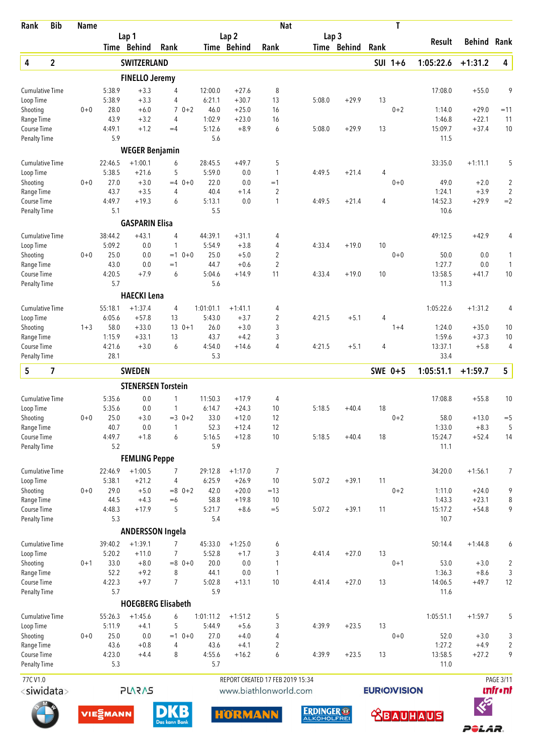| Rank | Bib | Name | Lap 1 Time | Lap 1 Behind | Lap 1 Rank | Lap 2 Time | Lap 2 Behind | Lap 2 Rank | Lap 3 Time | Lap 3 Behind | Lap 3 Rank | Nat T | Result | Behind | Rank |
|---|---|---|---|---|---|---|---|---|---|---|---|---|---|---|---|
| **4** | **2** | **SWITZERLAND** | | | | | | | | | | **SUI 1+6** | **1:05:22.6** | **+1:31.2** | **4** |
| | | **FINELLO Jeremy** | | | | | | | | | | | | | |
| | | Cumulative Time | 5:38.9 | +3.3 | 4 | 12:00.0 | +27.6 | 8 | | | | | 17:08.0 | +55.0 | 9 |
| | | Loop Time | 5:38.9 | +3.3 | 4 | 6:21.1 | +30.7 | 13 | 5:08.0 | +29.9 | 13 | | | | |
| | | Shooting | 0+0 28.0 | +6.0 | 7 | 0+2 46.0 | +25.0 | 16 | | | | 0+2 | 1:14.0 | +29.0 | =11 |
| | | Range Time | 43.9 | +3.2 | 4 | 1:02.9 | +23.0 | 16 | | | | | 1:46.8 | +22.1 | 11 |
| | | Course Time | 4:49.1 | +1.2 | =4 | 5:12.6 | +8.9 | 6 | 5:08.0 | +29.9 | 13 | | 15:09.7 | +37.4 | 10 |
| | | Penalty Time | 5.9 | | | 5.6 | | | | | | | 11.5 | | |
| | | **WEGER Benjamin** | | | | | | | | | | | | | |
| | | Cumulative Time | 22:46.5 | +1:00.1 | 6 | 28:45.5 | +49.7 | 5 | | | | | 33:35.0 | +1:11.1 | 5 |
| | | Loop Time | 5:38.5 | +21.6 | 5 | 5:59.0 | 0.0 | 1 | 4:49.5 | +21.4 | 4 | | | | |
| | | Shooting | 0+0 27.0 | +3.0 | =4 | 0+0 22.0 | 0.0 | =1 | | | | 0+0 | 49.0 | +2.0 | 2 |
| | | Range Time | 43.7 | +3.5 | 4 | 40.4 | +1.4 | 2 | | | | | 1:24.1 | +3.9 | 2 |
| | | Course Time | 4:49.7 | +19.3 | 6 | 5:13.1 | 0.0 | 1 | 4:49.5 | +21.4 | 4 | | 14:52.3 | +29.9 | =2 |
| | | Penalty Time | 5.1 | | | 5.5 | | | | | | | 10.6 | | |
| | | **GASPARIN Elisa** | | | | | | | | | | | | | |
| | | Cumulative Time | 38:44.2 | +43.1 | 4 | 44:39.1 | +31.1 | 4 | | | | | 49:12.5 | +42.9 | 4 |
| | | Loop Time | 5:09.2 | 0.0 | 1 | 5:54.9 | +3.8 | 4 | 4:33.4 | +19.0 | 10 | | | | |
| | | Shooting | 0+0 25.0 | 0.0 | =1 | 0+0 25.0 | +5.0 | 2 | | | | 0+0 | 50.0 | 0.0 | 1 |
| | | Range Time | 43.0 | 0.0 | =1 | 44.7 | +0.6 | 2 | | | | | 1:27.7 | 0.0 | 1 |
| | | Course Time | 4:20.5 | +7.9 | 6 | 5:04.6 | +14.9 | 11 | 4:33.4 | +19.0 | 10 | | 13:58.5 | +41.7 | 10 |
| | | Penalty Time | 5.7 | | | 5.6 | | | | | | | 11.3 | | |
| | | **HAECKI Lena** | | | | | | | | | | | | | |
| | | Cumulative Time | 55:18.1 | +1:37.4 | 4 | 1:01:01.1 | +1:41.1 | 4 | | | | | 1:05:22.6 | +1:31.2 | 4 |
| | | Loop Time | 6:05.6 | +57.8 | 13 | 5:43.0 | +3.7 | 2 | 4:21.5 | +5.1 | 4 | | | | |
| | | Shooting | 1+3 58.0 | +33.0 | 13 | 0+1 26.0 | +3.0 | 3 | | | | 1+4 | 1:24.0 | +35.0 | 10 |
| | | Range Time | 1:15.9 | +33.1 | 13 | 43.7 | +4.2 | 3 | | | | | 1:59.6 | +37.3 | 10 |
| | | Course Time | 4:21.6 | +3.0 | 6 | 4:54.0 | +14.6 | 4 | 4:21.5 | +5.1 | 4 | | 13:37.1 | +5.8 | 4 |
| | | Penalty Time | 28.1 | | | 5.3 | | | | | | | 33.4 | | |
| **5** | **7** | **SWEDEN** | | | | | | | | | | **SWE 0+5** | **1:05:51.1** | **+1:59.7** | **5** |
| | | **STENERSEN Torstein** | | | | | | | | | | | | | |
| | | Cumulative Time | 5:35.6 | 0.0 | 1 | 11:50.3 | +17.9 | 4 | | | | | 17:08.8 | +55.8 | 10 |
| | | Loop Time | 5:35.6 | 0.0 | 1 | 6:14.7 | +24.3 | 10 | 5:18.5 | +40.4 | 18 | | | | |
| | | Shooting | 0+0 25.0 | +3.0 | =3 | 0+2 33.0 | +12.0 | 12 | | | | 0+2 | 58.0 | +13.0 | =5 |
| | | Range Time | 40.7 | 0.0 | 1 | 52.3 | +12.4 | 12 | | | | | 1:33.0 | +8.3 | 5 |
| | | Course Time | 4:49.7 | +1.8 | 6 | 5:16.5 | +12.8 | 10 | 5:18.5 | +40.4 | 18 | | 15:24.7 | +52.4 | 14 |
| | | Penalty Time | 5.2 | | | 5.9 | | | | | | | 11.1 | | |
| | | **FEMLING Peppe** | | | | | | | | | | | | | |
| | | Cumulative Time | 22:46.9 | +1:00.5 | 7 | 29:12.8 | +1:17.0 | 7 | | | | | 34:20.0 | +1:56.1 | 7 |
| | | Loop Time | 5:38.1 | +21.2 | 4 | 6:25.9 | +26.9 | 10 | 5:07.2 | +39.1 | 11 | | | | |
| | | Shooting | 0+0 29.0 | +5.0 | =8 | 0+2 42.0 | +20.0 | =13 | | | | 0+2 | 1:11.0 | +24.0 | 9 |
| | | Range Time | 44.5 | +4.3 | =6 | 58.8 | +19.8 | 10 | | | | | 1:43.3 | +23.1 | 8 |
| | | Course Time | 4:48.3 | +17.9 | 5 | 5:21.7 | +8.6 | =5 | 5:07.2 | +39.1 | 11 | | 15:17.2 | +54.8 | 9 |
| | | Penalty Time | 5.3 | | | 5.4 | | | | | | | 10.7 | | |
| | | **ANDERSSON Ingela** | | | | | | | | | | | | | |
| | | Cumulative Time | 39:40.2 | +1:39.1 | 7 | 45:33.0 | +1:25.0 | 6 | | | | | 50:14.4 | +1:44.8 | 6 |
| | | Loop Time | 5:20.2 | +11.0 | 7 | 5:52.8 | +1.7 | 3 | 4:41.4 | +27.0 | 13 | | | | |
| | | Shooting | 0+1 33.0 | +8.0 | =8 | 0+0 20.0 | 0.0 | 1 | | | | 0+1 | 53.0 | +3.0 | 2 |
| | | Range Time | 52.2 | +9.2 | 8 | 44.1 | 0.0 | 1 | | | | | 1:36.3 | +8.6 | 3 |
| | | Course Time | 4:22.3 | +9.7 | 7 | 5:02.8 | +13.1 | 10 | 4:41.4 | +27.0 | 13 | | 14:06.5 | +49.7 | 12 |
| | | Penalty Time | 5.7 | | | 5.9 | | | | | | | 11.6 | | |
| | | **HOEGBERG Elisabeth** | | | | | | | | | | | | | |
| | | Cumulative Time | 55:26.3 | +1:45.6 | 6 | 1:01:11.2 | +1:51.2 | 5 | | | | | 1:05:51.1 | +1:59.7 | 5 |
| | | Loop Time | 5:11.9 | +4.1 | 5 | 5:44.9 | +5.6 | 3 | 4:39.9 | +23.5 | 13 | | | | |
| | | Shooting | 0+0 25.0 | 0.0 | =1 | 0+0 27.0 | +4.0 | 4 | | | | 0+0 | 52.0 | +3.0 | 3 |
| | | Range Time | 43.6 | +0.8 | 4 | 43.6 | +4.1 | 2 | | | | | 1:27.2 | +4.9 | 2 |
| | | Course Time | 4:23.0 | +4.4 | 8 | 4:55.6 | +16.2 | 6 | 4:39.9 | +23.5 | 13 | | 13:58.5 | +27.2 | 9 |
| | | Penalty Time | 5.3 | | | 5.7 | | | | | | | 11.0 | | |

77C V1.0 — REPORT CREATED 17 FEB 2019 15:34 — www.biathlonworld.com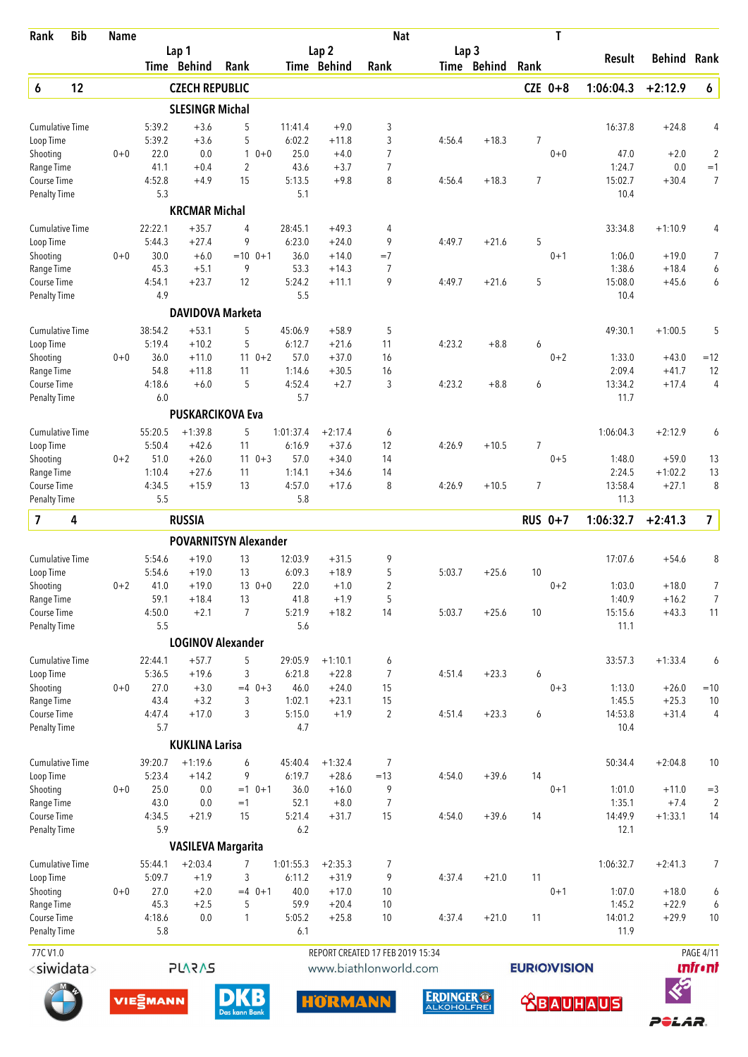| Rank | Bib | Name | | | | | | | Nat | | | | | T | Result | Behind | Rank |
|---|---|---|---|---|---|---|---|---|---|---|---|---|---|---|---|---|---|
| | | | Lap 1 | | | | Lap 2 | | | | Lap 3 | | | | | | |
| | | | Time | Behind | Rank | | Time | Behind | Rank | | Time | Behind | Rank | | | | |
| **6** | **12** | **CZECH REPUBLIC** | | | | | | | | | | | | **CZE 0+8** | **1:06:04.3** | **+2:12.9** | **6** |
| | | **SLESINGR Michal** | | | | | | | | | | | | | | | |
| Cumulative Time | | | 5:39.2 | +3.6 | 5 | | 11:41.4 | +9.0 | 3 | | | | | | 16:37.8 | +24.8 | 4 |
| Loop Time | | | 5:39.2 | +3.6 | 5 | | 6:02.2 | +11.8 | 3 | | 4:56.4 | +18.3 | 7 | | | | |
| Shooting | | 0+0 | 22.0 | 0.0 | 1 | 0+0 | 25.0 | +4.0 | 7 | | | | | 0+0 | 47.0 | +2.0 | 2 |
| Range Time | | | 41.1 | +0.4 | 2 | | 43.6 | +3.7 | 7 | | | | | | 1:24.7 | 0.0 | =1 |
| Course Time | | | 4:52.8 | +4.9 | 15 | | 5:13.5 | +9.8 | 8 | | 4:56.4 | +18.3 | 7 | | 15:02.7 | +30.4 | 7 |
| Penalty Time | | | 5.3 | | | | 5.1 | | | | | | | | 10.4 | | |
| | | **KRCMAR Michal** | | | | | | | | | | | | | | | |
| Cumulative Time | | | 22:22.1 | +35.7 | 4 | | 28:45.1 | +49.3 | 4 | | | | | | 33:34.8 | +1:10.9 | 4 |
| Loop Time | | | 5:44.3 | +27.4 | 9 | | 6:23.0 | +24.0 | 9 | | 4:49.7 | +21.6 | 5 | | | | |
| Shooting | | 0+0 | 30.0 | +6.0 | =10 | 0+1 | 36.0 | +14.0 | =7 | | | | | 0+1 | 1:06.0 | +19.0 | 7 |
| Range Time | | | 45.3 | +5.1 | 9 | | 53.3 | +14.3 | 7 | | | | | | 1:38.6 | +18.4 | 6 |
| Course Time | | | 4:54.1 | +23.7 | 12 | | 5:24.2 | +11.1 | 9 | | 4:49.7 | +21.6 | 5 | | 15:08.0 | +45.6 | 6 |
| Penalty Time | | | 4.9 | | | | 5.5 | | | | | | | | 10.4 | | |
| | | **DAVIDOVA Marketa** | | | | | | | | | | | | | | | |
| Cumulative Time | | | 38:54.2 | +53.1 | 5 | | 45:06.9 | +58.9 | 5 | | | | | | 49:30.1 | +1:00.5 | 5 |
| Loop Time | | | 5:19.4 | +10.2 | 5 | | 6:12.7 | +21.6 | 11 | | 4:23.2 | +8.8 | 6 | | | | |
| Shooting | | 0+0 | 36.0 | +11.0 | 11 | 0+2 | 57.0 | +37.0 | 16 | | | | | 0+2 | 1:33.0 | +43.0 | =12 |
| Range Time | | | 54.8 | +11.8 | 11 | | 1:14.6 | +30.5 | 16 | | | | | | 2:09.4 | +41.7 | 12 |
| Course Time | | | 4:18.6 | +6.0 | 5 | | 4:52.4 | +2.7 | 3 | | 4:23.2 | +8.8 | 6 | | 13:34.2 | +17.4 | 4 |
| Penalty Time | | | 6.0 | | | | 5.7 | | | | | | | | 11.7 | | |
| | | **PUSKARCIKOVA Eva** | | | | | | | | | | | | | | | |
| Cumulative Time | | | 55:20.5 | +1:39.8 | 5 | | 1:01:37.4 | +2:17.4 | 6 | | | | | | 1:06:04.3 | +2:12.9 | 6 |
| Loop Time | | | 5:50.4 | +42.6 | 11 | | 6:16.9 | +37.6 | 12 | | 4:26.9 | +10.5 | 7 | | | | |
| Shooting | | 0+2 | 51.0 | +26.0 | 11 | 0+3 | 57.0 | +34.0 | 14 | | | | | 0+5 | 1:48.0 | +59.0 | 13 |
| Range Time | | | 1:10.4 | +27.6 | 11 | | 1:14.1 | +34.6 | 14 | | | | | | 2:24.5 | +1:02.2 | 13 |
| Course Time | | | 4:34.5 | +15.9 | 13 | | 4:57.0 | +17.6 | 8 | | 4:26.9 | +10.5 | 7 | | 13:58.4 | +27.1 | 8 |
| Penalty Time | | | 5.5 | | | | 5.8 | | | | | | | | 11.3 | | |
| **7** | **4** | **RUSSIA** | | | | | | | | | | | | **RUS 0+7** | **1:06:32.7** | **+2:41.3** | **7** |
| | | **POVARNITSYN Alexander** | | | | | | | | | | | | | | | |
| Cumulative Time | | | 5:54.6 | +19.0 | 13 | | 12:03.9 | +31.5 | 9 | | | | | | 17:07.6 | +54.6 | 8 |
| Loop Time | | | 5:54.6 | +19.0 | 13 | | 6:09.3 | +18.9 | 5 | | 5:03.7 | +25.6 | 10 | | | | |
| Shooting | | 0+2 | 41.0 | +19.0 | 13 | 0+0 | 22.0 | +1.0 | 2 | | | | | 0+2 | 1:03.0 | +18.0 | 7 |
| Range Time | | | 59.1 | +18.4 | 13 | | 41.8 | +1.9 | 5 | | | | | | 1:40.9 | +16.2 | 7 |
| Course Time | | | 4:50.0 | +2.1 | 7 | | 5:21.9 | +18.2 | 14 | | 5:03.7 | +25.6 | 10 | | 15:15.6 | +43.3 | 11 |
| Penalty Time | | | 5.5 | | | | 5.6 | | | | | | | | 11.1 | | |
| | | **LOGINOV Alexander** | | | | | | | | | | | | | | | |
| Cumulative Time | | | 22:44.1 | +57.7 | 5 | | 29:05.9 | +1:10.1 | 6 | | | | | | 33:57.3 | +1:33.4 | 6 |
| Loop Time | | | 5:36.5 | +19.6 | 3 | | 6:21.8 | +22.8 | 7 | | 4:51.4 | +23.3 | 6 | | | | |
| Shooting | | 0+0 | 27.0 | +3.0 | =4 | 0+3 | 46.0 | +24.0 | 15 | | | | | 0+3 | 1:13.0 | +26.0 | =10 |
| Range Time | | | 43.4 | +3.2 | 3 | | 1:02.1 | +23.1 | 15 | | | | | | 1:45.5 | +25.3 | 10 |
| Course Time | | | 4:47.4 | +17.0 | 3 | | 5:15.0 | +1.9 | 2 | | 4:51.4 | +23.3 | 6 | | 14:53.8 | +31.4 | 4 |
| Penalty Time | | | 5.7 | | | | 4.7 | | | | | | | | 10.4 | | |
| | | **KUKLINA Larisa** | | | | | | | | | | | | | | | |
| Cumulative Time | | | 39:20.7 | +1:19.6 | 6 | | 45:40.4 | +1:32.4 | 7 | | | | | | 50:34.4 | +2:04.8 | 10 |
| Loop Time | | | 5:23.4 | +14.2 | 9 | | 6:19.7 | +28.6 | =13 | | 4:54.0 | +39.6 | 14 | | | | |
| Shooting | | 0+0 | 25.0 | 0.0 | =1 | 0+1 | 36.0 | +16.0 | 9 | | | | | 0+1 | 1:01.0 | +11.0 | =3 |
| Range Time | | | 43.0 | 0.0 | =1 | | 52.1 | +8.0 | 7 | | | | | | 1:35.1 | +7.4 | 2 |
| Course Time | | | 4:34.5 | +21.9 | 15 | | 5:21.4 | +31.7 | 15 | | 4:54.0 | +39.6 | 14 | | 14:49.9 | +1:33.1 | 14 |
| Penalty Time | | | 5.9 | | | | 6.2 | | | | | | | | 12.1 | | |
| | | **VASILEVA Margarita** | | | | | | | | | | | | | | | |
| Cumulative Time | | | 55:44.1 | +2:03.4 | 7 | | 1:01:55.3 | +2:35.3 | 7 | | | | | | 1:06:32.7 | +2:41.3 | 7 |
| Loop Time | | | 5:09.7 | +1.9 | 3 | | 6:11.2 | +31.9 | 9 | | 4:37.4 | +21.0 | 11 | | | | |
| Shooting | | 0+0 | 27.0 | +2.0 | =4 | 0+1 | 40.0 | +17.0 | 10 | | | | | 0+1 | 1:07.0 | +18.0 | 6 |
| Range Time | | | 45.3 | +2.5 | 5 | | 59.9 | +20.4 | 10 | | | | | | 1:45.2 | +22.9 | 6 |
| Course Time | | | 4:18.6 | 0.0 | 1 | | 5:05.2 | +25.8 | 10 | | 4:37.4 | +21.0 | 11 | | 14:01.2 | +29.9 | 10 |
| Penalty Time | | | 5.8 | | | | 6.1 | | | | | | | | 11.9 | | |

77C V1.0 REPORT CREATED 17 FEB 2019 15:34 www.biathlonworld.com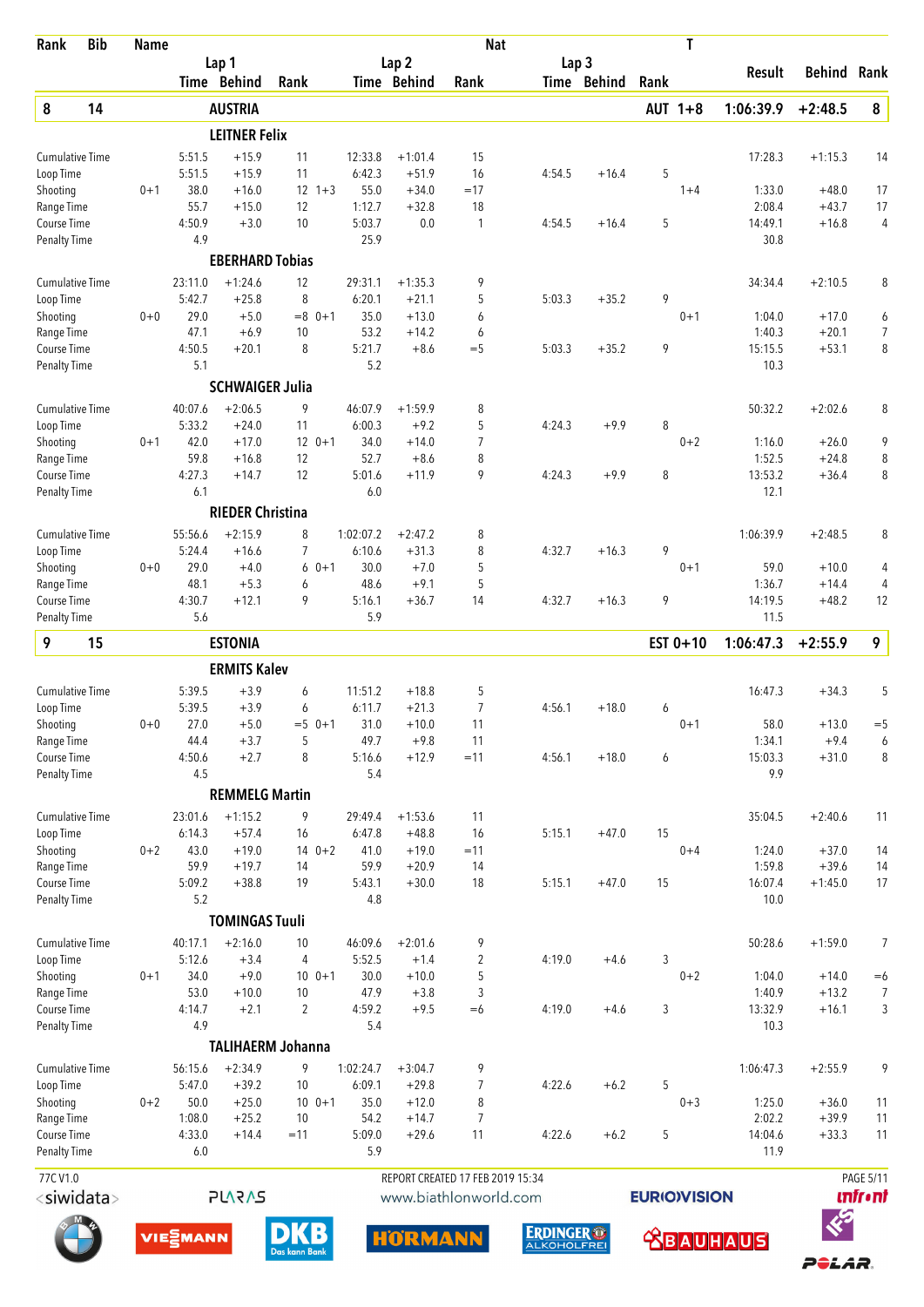| Rank | Bib | Name | Lap 1 Time | Lap 1 Behind | Lap 1 Rank | Lap 2 Time | Lap 2 Behind | Lap 2 Rank | Lap 3 Time | Lap 3 Behind | Lap 3 Rank | Nat / T | Result | Behind | Rank |
|---|---|---|---|---|---|---|---|---|---|---|---|---|---|---|---|
| **8** | **14** | **AUSTRIA** | | | | | | | | | | **AUT 1+8** | **1:06:39.9** | **+2:48.5** | **8** |
| | | **LEITNER Felix** | | | | | | | | | | | | | |
| | | Cumulative Time | 5:51.5 | +15.9 | 11 | 12:33.8 | +1:01.4 | 15 | | | | | 17:28.3 | +1:15.3 | 14 |
| | | Loop Time | 5:51.5 | +15.9 | 11 | 6:42.3 | +51.9 | 16 | 4:54.5 | +16.4 | 5 | | | | |
| | | Shooting 0+1 | 38.0 | +16.0 | 12 1+3 | 55.0 | +34.0 | =17 | | | | 1+4 | 1:33.0 | +48.0 | 17 |
| | | Range Time | 55.7 | +15.0 | 12 | 1:12.7 | +32.8 | 18 | | | | | 2:08.4 | +43.7 | 17 |
| | | Course Time | 4:50.9 | +3.0 | 10 | 5:03.7 | 0.0 | 1 | 4:54.5 | +16.4 | 5 | | 14:49.1 | +16.8 | 4 |
| | | Penalty Time | 4.9 | | | 25.9 | | | | | | | 30.8 | | |
| | | **EBERHARD Tobias** | | | | | | | | | | | | | |
| | | Cumulative Time | 23:11.0 | +1:24.6 | 12 | 29:31.1 | +1:35.3 | 9 | | | | | 34:34.4 | +2:10.5 | 8 |
| | | Loop Time | 5:42.7 | +25.8 | 8 | 6:20.1 | +21.1 | 5 | 5:03.3 | +35.2 | 9 | | | | |
| | | Shooting 0+0 | 29.0 | +5.0 | =8 0+1 | 35.0 | +13.0 | 6 | | | | 0+1 | 1:04.0 | +17.0 | 6 |
| | | Range Time | 47.1 | +6.9 | 10 | 53.2 | +14.2 | 6 | | | | | 1:40.3 | +20.1 | 7 |
| | | Course Time | 4:50.5 | +20.1 | 8 | 5:21.7 | +8.6 | =5 | 5:03.3 | +35.2 | 9 | | 15:15.5 | +53.1 | 8 |
| | | Penalty Time | 5.1 | | | 5.2 | | | | | | | 10.3 | | |
| | | **SCHWAIGER Julia** | | | | | | | | | | | | | |
| | | Cumulative Time | 40:07.6 | +2:06.5 | 9 | 46:07.9 | +1:59.9 | 8 | | | | | 50:32.2 | +2:02.6 | 8 |
| | | Loop Time | 5:33.2 | +24.0 | 11 | 6:00.3 | +9.2 | 5 | 4:24.3 | +9.9 | 8 | | | | |
| | | Shooting 0+1 | 42.0 | +17.0 | 12 0+1 | 34.0 | +14.0 | 7 | | | | 0+2 | 1:16.0 | +26.0 | 9 |
| | | Range Time | 59.8 | +16.8 | 12 | 52.7 | +8.6 | 8 | | | | | 1:52.5 | +24.8 | 8 |
| | | Course Time | 4:27.3 | +14.7 | 12 | 5:01.6 | +11.9 | 9 | 4:24.3 | +9.9 | 8 | | 13:53.2 | +36.4 | 8 |
| | | Penalty Time | 6.1 | | | 6.0 | | | | | | | 12.1 | | |
| | | **RIEDER Christina** | | | | | | | | | | | | | |
| | | Cumulative Time | 55:56.6 | +2:15.9 | 8 | 1:02:07.2 | +2:47.2 | 8 | | | | | 1:06:39.9 | +2:48.5 | 8 |
| | | Loop Time | 5:24.4 | +16.6 | 7 | 6:10.6 | +31.3 | 8 | 4:32.7 | +16.3 | 9 | | | | |
| | | Shooting 0+0 | 29.0 | +4.0 | 6 0+1 | 30.0 | +7.0 | 5 | | | | 0+1 | 59.0 | +10.0 | 4 |
| | | Range Time | 48.1 | +5.3 | 6 | 48.6 | +9.1 | 5 | | | | | 1:36.7 | +14.4 | 4 |
| | | Course Time | 4:30.7 | +12.1 | 9 | 5:16.1 | +36.7 | 14 | 4:32.7 | +16.3 | 9 | | 14:19.5 | +48.2 | 12 |
| | | Penalty Time | 5.6 | | | 5.9 | | | | | | | 11.5 | | |
| **9** | **15** | **ESTONIA** | | | | | | | | | | **EST 0+10** | **1:06:47.3** | **+2:55.9** | **9** |
| | | **ERMITS Kalev** | | | | | | | | | | | | | |
| | | Cumulative Time | 5:39.5 | +3.9 | 6 | 11:51.2 | +18.8 | 5 | | | | | 16:47.3 | +34.3 | 5 |
| | | Loop Time | 5:39.5 | +3.9 | 6 | 6:11.7 | +21.3 | 7 | 4:56.1 | +18.0 | 6 | | | | |
| | | Shooting 0+0 | 27.0 | +5.0 | =5 0+1 | 31.0 | +10.0 | 11 | | | | 0+1 | 58.0 | +13.0 | =5 |
| | | Range Time | 44.4 | +3.7 | 5 | 49.7 | +9.8 | 11 | | | | | 1:34.1 | +9.4 | 6 |
| | | Course Time | 4:50.6 | +2.7 | 8 | 5:16.6 | +12.9 | =11 | 4:56.1 | +18.0 | 6 | | 15:03.3 | +31.0 | 8 |
| | | Penalty Time | 4.5 | | | 5.4 | | | | | | | 9.9 | | |
| | | **REMMELG Martin** | | | | | | | | | | | | | |
| | | Cumulative Time | 23:01.6 | +1:15.2 | 9 | 29:49.4 | +1:53.6 | 11 | | | | | 35:04.5 | +2:40.6 | 11 |
| | | Loop Time | 6:14.3 | +57.4 | 16 | 6:47.8 | +48.8 | 16 | 5:15.1 | +47.0 | 15 | | | | |
| | | Shooting 0+2 | 43.0 | +19.0 | 14 0+2 | 41.0 | +19.0 | =11 | | | | 0+4 | 1:24.0 | +37.0 | 14 |
| | | Range Time | 59.9 | +19.7 | 14 | 59.9 | +20.9 | 14 | | | | | 1:59.8 | +39.6 | 14 |
| | | Course Time | 5:09.2 | +38.8 | 19 | 5:43.1 | +30.0 | 18 | 5:15.1 | +47.0 | 15 | | 16:07.4 | +1:45.0 | 17 |
| | | Penalty Time | 5.2 | | | 4.8 | | | | | | | 10.0 | | |
| | | **TOMINGAS Tuuli** | | | | | | | | | | | | | |
| | | Cumulative Time | 40:17.1 | +2:16.0 | 10 | 46:09.6 | +2:01.6 | 9 | | | | | 50:28.6 | +1:59.0 | 7 |
| | | Loop Time | 5:12.6 | +3.4 | 4 | 5:52.5 | +1.4 | 2 | 4:19.0 | +4.6 | 3 | | | | |
| | | Shooting 0+1 | 34.0 | +9.0 | 10 0+1 | 30.0 | +10.0 | 5 | | | | 0+2 | 1:04.0 | +14.0 | =6 |
| | | Range Time | 53.0 | +10.0 | 10 | 47.9 | +3.8 | 3 | | | | | 1:40.9 | +13.2 | 7 |
| | | Course Time | 4:14.7 | +2.1 | 2 | 4:59.2 | +9.5 | =6 | 4:19.0 | +4.6 | 3 | | 13:32.9 | +16.1 | 3 |
| | | Penalty Time | 4.9 | | | 5.4 | | | | | | | 10.3 | | |
| | | **TALIHAERM Johanna** | | | | | | | | | | | | | |
| | | Cumulative Time | 56:15.6 | +2:34.9 | 9 | 1:02:24.7 | +3:04.7 | 9 | | | | | 1:06:47.3 | +2:55.9 | 9 |
| | | Loop Time | 5:47.0 | +39.2 | 10 | 6:09.1 | +29.8 | 7 | 4:22.6 | +6.2 | 5 | | | | |
| | | Shooting 0+2 | 50.0 | +25.0 | 10 0+1 | 35.0 | +12.0 | 8 | | | | 0+3 | 1:25.0 | +36.0 | 11 |
| | | Range Time | 1:08.0 | +25.2 | 10 | 54.2 | +14.7 | 7 | | | | | 2:02.2 | +39.9 | 11 |
| | | Course Time | 4:33.0 | +14.4 | =11 | 5:09.0 | +29.6 | 11 | 4:22.6 | +6.2 | 5 | | 14:04.6 | +33.3 | 11 |
| | | Penalty Time | 6.0 | | | 5.9 | | | | | | | 11.9 | | |

77C V1.0 REPORT CREATED 17 FEB 2019 15:34 www.biathlonworld.com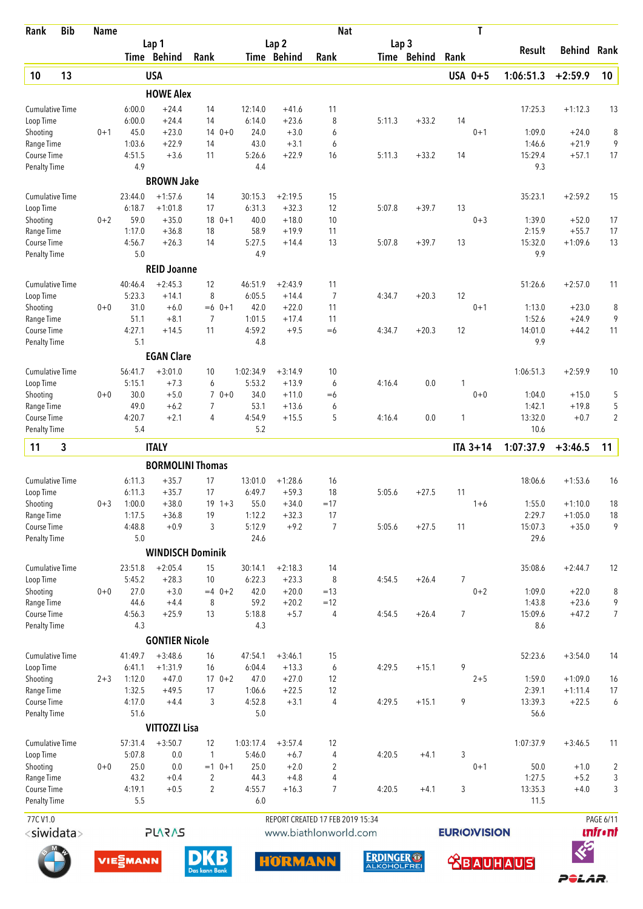| Rank | Bib | Name | Lap 1 Time | Lap 1 Behind | Lap 1 Rank | Lap 2 Time | Lap 2 Behind | Lap 2 Rank | Lap 3 Time | Lap 3 Behind | Lap 3 Rank | T | Result | Behind | Rank |
|---|---|---|---|---|---|---|---|---|---|---|---|---|---|---|---|
| **10** | **13** | **USA** | | | | | | | | | | **USA 0+5** | **1:06:51.3** | **+2:59.9** | **10** |
| | | **HOWE Alex** | | | | | | | | | | | | | |
| Cumulative Time | | | 6:00.0 | +24.4 | 14 | 12:14.0 | +41.6 | 11 | | | | | 17:25.3 | +1:12.3 | 13 |
| Loop Time | | | 6:00.0 | +24.4 | 14 | 6:14.0 | +23.6 | 8 | 5:11.3 | +33.2 | 14 | | | | |
| Shooting | | 0+1 | 45.0 | +23.0 | 14 | 0+0 24.0 | +3.0 | 6 | | | | 0+1 | 1:09.0 | +24.0 | 8 |
| Range Time | | | 1:03.6 | +22.9 | 14 | 43.0 | +3.1 | 6 | | | | | 1:46.6 | +21.9 | 9 |
| Course Time | | | 4:51.5 | +3.6 | 11 | 5:26.6 | +22.9 | 16 | 5:11.3 | +33.2 | 14 | | 15:29.4 | +57.1 | 17 |
| Penalty Time | | | 4.9 | | | 4.4 | | | | | | | 9.3 | | |
| | | **BROWN Jake** | | | | | | | | | | | | | |
| Cumulative Time | | | 23:44.0 | +1:57.6 | 14 | 30:15.3 | +2:19.5 | 15 | | | | | 35:23.1 | +2:59.2 | 15 |
| Loop Time | | | 6:18.7 | +1:01.8 | 17 | 6:31.3 | +32.3 | 12 | 5:07.8 | +39.7 | 13 | | | | |
| Shooting | | 0+2 | 59.0 | +35.0 | 18 | 0+1 40.0 | +18.0 | 10 | | | | 0+3 | 1:39.0 | +52.0 | 17 |
| Range Time | | | 1:17.0 | +36.8 | 18 | 58.9 | +19.9 | 11 | | | | | 2:15.9 | +55.7 | 17 |
| Course Time | | | 4:56.7 | +26.3 | 14 | 5:27.5 | +14.4 | 13 | 5:07.8 | +39.7 | 13 | | 15:32.0 | +1:09.6 | 13 |
| Penalty Time | | | 5.0 | | | 4.9 | | | | | | | 9.9 | | |
| | | **REID Joanne** | | | | | | | | | | | | | |
| Cumulative Time | | | 40:46.4 | +2:45.3 | 12 | 46:51.9 | +2:43.9 | 11 | | | | | 51:26.6 | +2:57.0 | 11 |
| Loop Time | | | 5:23.3 | +14.1 | 8 | 6:05.5 | +14.4 | 7 | 4:34.7 | +20.3 | 12 | | | | |
| Shooting | | 0+0 | 31.0 | +6.0 | =6 | 0+1 42.0 | +22.0 | 11 | | | | 0+1 | 1:13.0 | +23.0 | 8 |
| Range Time | | | 51.1 | +8.1 | 7 | 1:01.5 | +17.4 | 11 | | | | | 1:52.6 | +24.9 | 9 |
| Course Time | | | 4:27.1 | +14.5 | 11 | 4:59.2 | +9.5 | =6 | 4:34.7 | +20.3 | 12 | | 14:01.0 | +44.2 | 11 |
| Penalty Time | | | 5.1 | | | 4.8 | | | | | | | 9.9 | | |
| | | **EGAN Clare** | | | | | | | | | | | | | |
| Cumulative Time | | | 56:41.7 | +3:01.0 | 10 | 1:02:34.9 | +3:14.9 | 10 | | | | | 1:06:51.3 | +2:59.9 | 10 |
| Loop Time | | | 5:15.1 | +7.3 | 6 | 5:53.2 | +13.9 | 6 | 4:16.4 | 0.0 | 1 | | | | |
| Shooting | | 0+0 | 30.0 | +5.0 | 7 | 0+0 34.0 | +11.0 | =6 | | | | 0+0 | 1:04.0 | +15.0 | 5 |
| Range Time | | | 49.0 | +6.2 | 7 | 53.1 | +13.6 | 6 | | | | | 1:42.1 | +19.8 | 5 |
| Course Time | | | 4:20.7 | +2.1 | 4 | 4:54.9 | +15.5 | 5 | 4:16.4 | 0.0 | 1 | | 13:32.0 | +0.7 | 2 |
| Penalty Time | | | 5.4 | | | 5.2 | | | | | | | 10.6 | | |
| **11** | **3** | **ITALY** | | | | | | | | | | **ITA 3+14** | **1:07:37.9** | **+3:46.5** | **11** |
| | | **BORMOLINI Thomas** | | | | | | | | | | | | | |
| Cumulative Time | | | 6:11.3 | +35.7 | 17 | 13:01.0 | +1:28.6 | 16 | | | | | 18:06.6 | +1:53.6 | 16 |
| Loop Time | | | 6:11.3 | +35.7 | 17 | 6:49.7 | +59.3 | 18 | 5:05.6 | +27.5 | 11 | | | | |
| Shooting | | 0+3 | 1:00.0 | +38.0 | 19 | 1+3 55.0 | +34.0 | =17 | | | | 1+6 | 1:55.0 | +1:10.0 | 18 |
| Range Time | | | 1:17.5 | +36.8 | 19 | 1:12.2 | +32.3 | 17 | | | | | 2:29.7 | +1:05.0 | 18 |
| Course Time | | | 4:48.8 | +0.9 | 3 | 5:12.9 | +9.2 | 7 | 5:05.6 | +27.5 | 11 | | 15:07.3 | +35.0 | 9 |
| Penalty Time | | | 5.0 | | | 24.6 | | | | | | | 29.6 | | |
| | | **WINDISCH Dominik** | | | | | | | | | | | | | |
| Cumulative Time | | | 23:51.8 | +2:05.4 | 15 | 30:14.1 | +2:18.3 | 14 | | | | | 35:08.6 | +2:44.7 | 12 |
| Loop Time | | | 5:45.2 | +28.3 | 10 | 6:22.3 | +23.3 | 8 | 4:54.5 | +26.4 | 7 | | | | |
| Shooting | | 0+0 | 27.0 | +3.0 | =4 | 0+2 42.0 | +20.0 | =13 | | | | 0+2 | 1:09.0 | +22.0 | 8 |
| Range Time | | | 44.6 | +4.4 | 8 | 59.2 | +20.2 | =12 | | | | | 1:43.8 | +23.6 | 9 |
| Course Time | | | 4:56.3 | +25.9 | 13 | 5:18.8 | +5.7 | 4 | 4:54.5 | +26.4 | 7 | | 15:09.6 | +47.2 | 7 |
| Penalty Time | | | 4.3 | | | 4.3 | | | | | | | 8.6 | | |
| | | **GONTIER Nicole** | | | | | | | | | | | | | |
| Cumulative Time | | | 41:49.7 | +3:48.6 | 16 | 47:54.1 | +3:46.1 | 15 | | | | | 52:23.6 | +3:54.0 | 14 |
| Loop Time | | | 6:41.1 | +1:31.9 | 16 | 6:04.4 | +13.3 | 6 | 4:29.5 | +15.1 | 9 | | | | |
| Shooting | | 2+3 | 1:12.0 | +47.0 | 17 | 0+2 47.0 | +27.0 | 12 | | | | 2+5 | 1:59.0 | +1:09.0 | 16 |
| Range Time | | | 1:32.5 | +49.5 | 17 | 1:06.6 | +22.5 | 12 | | | | | 2:39.1 | +1:11.4 | 17 |
| Course Time | | | 4:17.0 | +4.4 | 3 | 4:52.8 | +3.1 | 4 | 4:29.5 | +15.1 | 9 | | 13:39.3 | +22.5 | 6 |
| Penalty Time | | | 51.6 | | | 5.0 | | | | | | | 56.6 | | |
| | | **VITTOZZI Lisa** | | | | | | | | | | | | | |
| Cumulative Time | | | 57:31.4 | +3:50.7 | 12 | 1:03:17.4 | +3:57.4 | 12 | | | | | 1:07:37.9 | +3:46.5 | 11 |
| Loop Time | | | 5:07.8 | 0.0 | 1 | 5:46.0 | +6.7 | 4 | 4:20.5 | +4.1 | 3 | | | | |
| Shooting | | 0+0 | 25.0 | 0.0 | =1 | 0+1 25.0 | +2.0 | 2 | | | | 0+1 | 50.0 | +1.0 | 2 |
| Range Time | | | 43.2 | +0.4 | 2 | 44.3 | +4.8 | 4 | | | | | 1:27.5 | +5.2 | 3 |
| Course Time | | | 4:19.1 | +0.5 | 2 | 4:55.7 | +16.3 | 7 | 4:20.5 | +4.1 | 3 | | 13:35.3 | +4.0 | 3 |
| Penalty Time | | | 5.5 | | | 6.0 | | | | | | | 11.5 | | |

77C V1.0 — REPORT CREATED 17 FEB 2019 15:34 — www.biathlonworld.com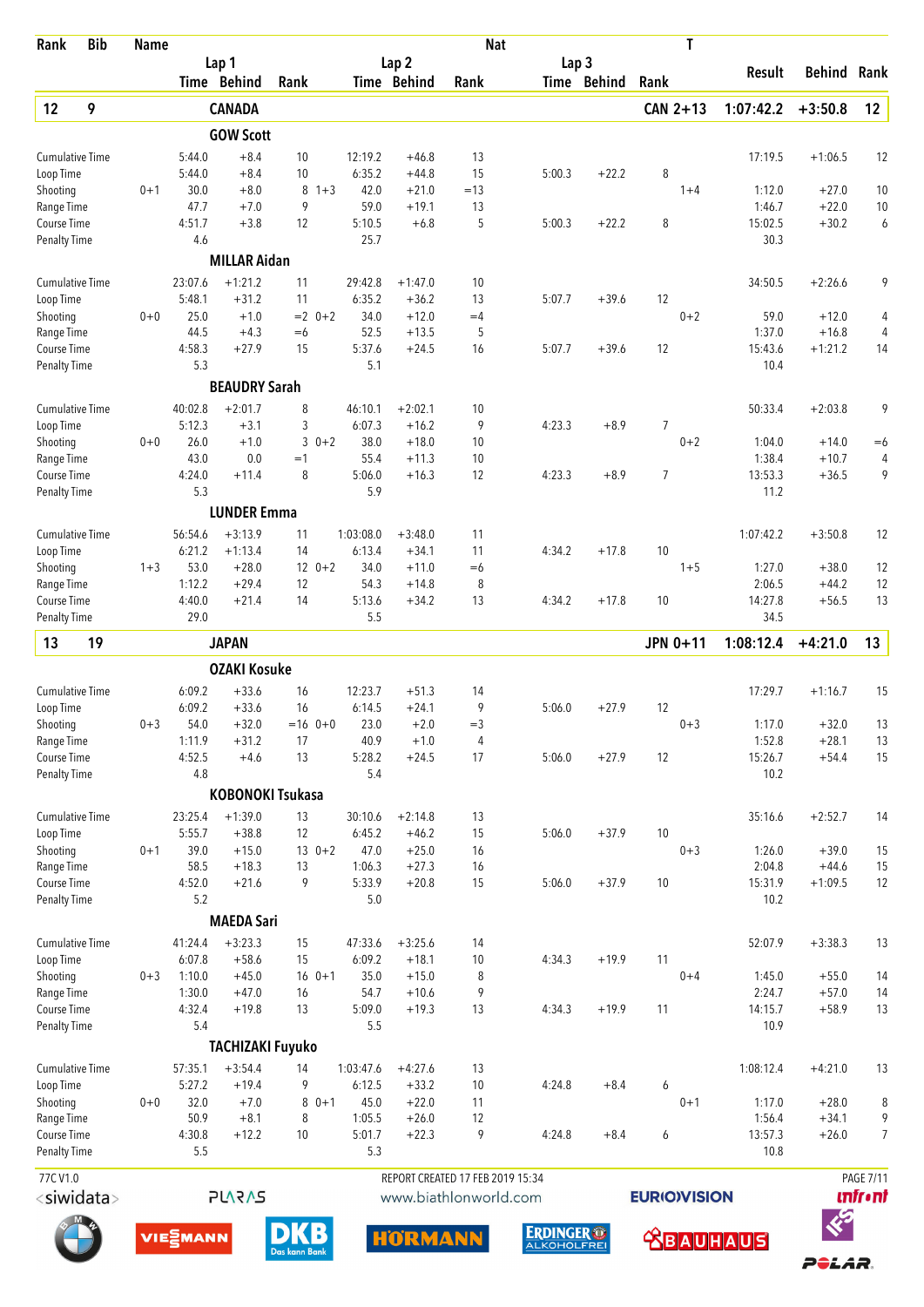| Rank | Bib | Name | Lap 1 Time | Lap 1 Behind | Lap 1 Rank | Lap 2 Time | Lap 2 Behind | Lap 2 Rank | Lap 3 Time | Lap 3 Behind | Lap 3 Rank | Nat T | Result | Behind | Rank |
|---|---|---|---|---|---|---|---|---|---|---|---|---|---|---|---|
| **12** | **9** | **CANADA** | | | | | | | | | | **CAN 2+13** | **1:07:42.2** | **+3:50.8** | **12** |
| | | **GOW Scott** | | | | | | | | | | | | | |
| | | Cumulative Time | 5:44.0 | +8.4 | 10 | 12:19.2 | +46.8 | 13 | | | | | 17:19.5 | +1:06.5 | 12 |
| | | Loop Time | 5:44.0 | +8.4 | 10 | 6:35.2 | +44.8 | 15 | 5:00.3 | +22.2 | 8 | | | | |
| | | Shooting | 0+1 30.0 | +8.0 | 8 1+3 | 42.0 | +21.0 | =13 | | | | 1+4 | 1:12.0 | +27.0 | 10 |
| | | Range Time | 47.7 | +7.0 | 9 | 59.0 | +19.1 | 13 | | | | | 1:46.7 | +22.0 | 10 |
| | | Course Time | 4:51.7 | +3.8 | 12 | 5:10.5 | +6.8 | 5 | 5:00.3 | +22.2 | 8 | | 15:02.5 | +30.2 | 6 |
| | | Penalty Time | 4.6 | | | 25.7 | | | | | | | 30.3 | | |
| | | **MILLAR Aidan** | | | | | | | | | | | | | |
| | | Cumulative Time | 23:07.6 | +1:21.2 | 11 | 29:42.8 | +1:47.0 | 10 | | | | | 34:50.5 | +2:26.6 | 9 |
| | | Loop Time | 5:48.1 | +31.2 | 11 | 6:35.2 | +36.2 | 13 | 5:07.7 | +39.6 | 12 | | | | |
| | | Shooting | 0+0 25.0 | +1.0 | =2 0+2 | 34.0 | +12.0 | =4 | | | | 0+2 | 59.0 | +12.0 | 4 |
| | | Range Time | 44.5 | +4.3 | =6 | 52.5 | +13.5 | 5 | | | | | 1:37.0 | +16.8 | 4 |
| | | Course Time | 4:58.3 | +27.9 | 15 | 5:37.6 | +24.5 | 16 | 5:07.7 | +39.6 | 12 | | 15:43.6 | +1:21.2 | 14 |
| | | Penalty Time | 5.3 | | | 5.1 | | | | | | | 10.4 | | |
| | | **BEAUDRY Sarah** | | | | | | | | | | | | | |
| | | Cumulative Time | 40:02.8 | +2:01.7 | 8 | 46:10.1 | +2:02.1 | 10 | | | | | 50:33.4 | +2:03.8 | 9 |
| | | Loop Time | 5:12.3 | +3.1 | 3 | 6:07.3 | +16.2 | 9 | 4:23.3 | +8.9 | 7 | | | | |
| | | Shooting | 0+0 26.0 | +1.0 | 3 0+2 | 38.0 | +18.0 | 10 | | | | 0+2 | 1:04.0 | +14.0 | =6 |
| | | Range Time | 43.0 | 0.0 | =1 | 55.4 | +11.3 | 10 | | | | | 1:38.4 | +10.7 | 4 |
| | | Course Time | 4:24.0 | +11.4 | 8 | 5:06.0 | +16.3 | 12 | 4:23.3 | +8.9 | 7 | | 13:53.3 | +36.5 | 9 |
| | | Penalty Time | 5.3 | | | 5.9 | | | | | | | 11.2 | | |
| | | **LUNDER Emma** | | | | | | | | | | | | | |
| | | Cumulative Time | 56:54.6 | +3:13.9 | 11 | 1:03:08.0 | +3:48.0 | 11 | | | | | 1:07:42.2 | +3:50.8 | 12 |
| | | Loop Time | 6:21.2 | +1:13.4 | 14 | 6:13.4 | +34.1 | 11 | 4:34.2 | +17.8 | 10 | | | | |
| | | Shooting | 1+3 53.0 | +28.0 | 12 0+2 | 34.0 | +11.0 | =6 | | | | 1+5 | 1:27.0 | +38.0 | 12 |
| | | Range Time | 1:12.2 | +29.4 | 12 | 54.3 | +14.8 | 8 | | | | | 2:06.5 | +44.2 | 12 |
| | | Course Time | 4:40.0 | +21.4 | 14 | 5:13.6 | +34.2 | 13 | 4:34.2 | +17.8 | 10 | | 14:27.8 | +56.5 | 13 |
| | | Penalty Time | 29.0 | | | 5.5 | | | | | | | 34.5 | | |
| **13** | **19** | **JAPAN** | | | | | | | | | | **JPN 0+11** | **1:08:12.4** | **+4:21.0** | **13** |
| | | **OZAKI Kosuke** | | | | | | | | | | | | | |
| | | Cumulative Time | 6:09.2 | +33.6 | 16 | 12:23.7 | +51.3 | 14 | | | | | 17:29.7 | +1:16.7 | 15 |
| | | Loop Time | 6:09.2 | +33.6 | 16 | 6:14.5 | +24.1 | 9 | 5:06.0 | +27.9 | 12 | | | | |
| | | Shooting | 0+3 54.0 | +32.0 | =16 0+0 | 23.0 | +2.0 | =3 | | | | 0+3 | 1:17.0 | +32.0 | 13 |
| | | Range Time | 1:11.9 | +31.2 | 17 | 40.9 | +1.0 | 4 | | | | | 1:52.8 | +28.1 | 13 |
| | | Course Time | 4:52.5 | +4.6 | 13 | 5:28.2 | +24.5 | 17 | 5:06.0 | +27.9 | 12 | | 15:26.7 | +54.4 | 15 |
| | | Penalty Time | 4.8 | | | 5.4 | | | | | | | 10.2 | | |
| | | **KOBONOKI Tsukasa** | | | | | | | | | | | | | |
| | | Cumulative Time | 23:25.4 | +1:39.0 | 13 | 30:10.6 | +2:14.8 | 13 | | | | | 35:16.6 | +2:52.7 | 14 |
| | | Loop Time | 5:55.7 | +38.8 | 12 | 6:45.2 | +46.2 | 15 | 5:06.0 | +37.9 | 10 | | | | |
| | | Shooting | 0+1 39.0 | +15.0 | 13 0+2 | 47.0 | +25.0 | 16 | | | | 0+3 | 1:26.0 | +39.0 | 15 |
| | | Range Time | 58.5 | +18.3 | 13 | 1:06.3 | +27.3 | 16 | | | | | 2:04.8 | +44.6 | 15 |
| | | Course Time | 4:52.0 | +21.6 | 9 | 5:33.9 | +20.8 | 15 | 5:06.0 | +37.9 | 10 | | 15:31.9 | +1:09.5 | 12 |
| | | Penalty Time | 5.2 | | | 5.0 | | | | | | | 10.2 | | |
| | | **MAEDA Sari** | | | | | | | | | | | | | |
| | | Cumulative Time | 41:24.4 | +3:23.3 | 15 | 47:33.6 | +3:25.6 | 14 | | | | | 52:07.9 | +3:38.3 | 13 |
| | | Loop Time | 6:07.8 | +58.6 | 15 | 6:09.2 | +18.1 | 10 | 4:34.3 | +19.9 | 11 | | | | |
| | | Shooting | 0+3 1:10.0 | +45.0 | 16 0+1 | 35.0 | +15.0 | 8 | | | | 0+4 | 1:45.0 | +55.0 | 14 |
| | | Range Time | 1:30.0 | +47.0 | 16 | 54.7 | +10.6 | 9 | | | | | 2:24.7 | +57.0 | 14 |
| | | Course Time | 4:32.4 | +19.8 | 13 | 5:09.0 | +19.3 | 13 | 4:34.3 | +19.9 | 11 | | 14:15.7 | +58.9 | 13 |
| | | Penalty Time | 5.4 | | | 5.5 | | | | | | | 10.9 | | |
| | | **TACHIZAKI Fuyuko** | | | | | | | | | | | | | |
| | | Cumulative Time | 57:35.1 | +3:54.4 | 14 | 1:03:47.6 | +4:27.6 | 13 | | | | | 1:08:12.4 | +4:21.0 | 13 |
| | | Loop Time | 5:27.2 | +19.4 | 9 | 6:12.5 | +33.2 | 10 | 4:24.8 | +8.4 | 6 | | | | |
| | | Shooting | 0+0 32.0 | +7.0 | 8 0+1 | 45.0 | +22.0 | 11 | | | | 0+1 | 1:17.0 | +28.0 | 8 |
| | | Range Time | 50.9 | +8.1 | 8 | 1:05.5 | +26.0 | 12 | | | | | 1:56.4 | +34.1 | 9 |
| | | Course Time | 4:30.8 | +12.2 | 10 | 5:01.7 | +22.3 | 9 | 4:24.8 | +8.4 | 6 | | 13:57.3 | +26.0 | 7 |
| | | Penalty Time | 5.5 | | | 5.3 | | | | | | | 10.8 | | |

77C V1.0 REPORT CREATED 17 FEB 2019 15:34

www.biathlonworld.com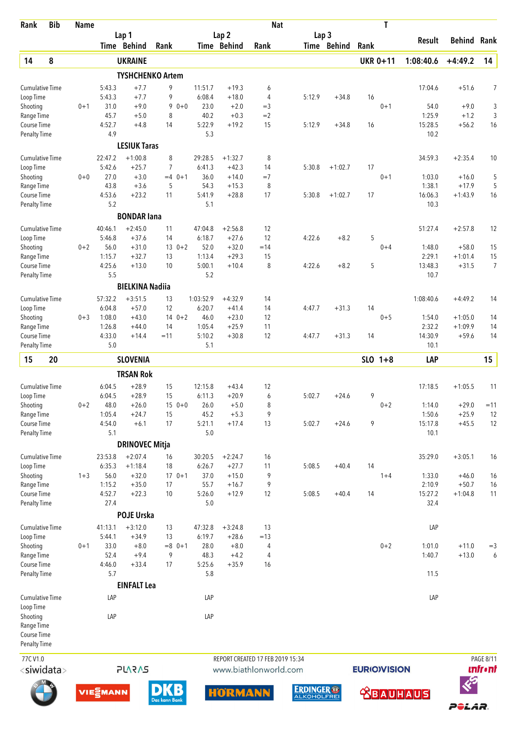| Rank | Bib | Name | | Lap 1 Time | Behind | Rank | | Lap 2 Time | Behind | Rank | Nat | Lap 3 Time | Behind | Rank | T | Result | Behind | Rank |
|---|---|---|---|---|---|---|---|---|---|---|---|---|---|---|---|---|---|---|
| **14** | **8** | **UKRAINE** | | | | | | | | | | | | | **UKR 0+11** | **1:08:40.6** | **+4:49.2** | **14** |
| | | **TYSHCHENKO Artem** | | | | | | | | | | | | | | | | |
| | | Cumulative Time | | 5:43.3 | +7.7 | 9 | | 11:51.7 | +19.3 | 6 | | | | | | 17:04.6 | +51.6 | 7 |
| | | Loop Time | | 5:43.3 | +7.7 | 9 | | 6:08.4 | +18.0 | 4 | | 5:12.9 | +34.8 | 16 | | | | |
| | | Shooting | 0+1 | 31.0 | +9.0 | 9 | 0+0 | 23.0 | +2.0 | =3 | | | | | 0+1 | 54.0 | +9.0 | 3 |
| | | Range Time | | 45.7 | +5.0 | 8 | | 40.2 | +0.3 | =2 | | | | | | 1:25.9 | +1.2 | 3 |
| | | Course Time | | 4:52.7 | +4.8 | 14 | | 5:22.9 | +19.2 | 15 | | 5:12.9 | +34.8 | 16 | | 15:28.5 | +56.2 | 16 |
| | | Penalty Time | | 4.9 | | | | 5.3 | | | | | | | | 10.2 | | |
| | | **LESIUK Taras** | | | | | | | | | | | | | | | | |
| | | Cumulative Time | | 22:47.2 | +1:00.8 | 8 | | 29:28.5 | +1:32.7 | 8 | | | | | | 34:59.3 | +2:35.4 | 10 |
| | | Loop Time | | 5:42.6 | +25.7 | 7 | | 6:41.3 | +42.3 | 14 | | 5:30.8 | +1:02.7 | 17 | | | | |
| | | Shooting | 0+0 | 27.0 | +3.0 | =4 | 0+1 | 36.0 | +14.0 | =7 | | | | | 0+1 | 1:03.0 | +16.0 | 5 |
| | | Range Time | | 43.8 | +3.6 | 5 | | 54.3 | +15.3 | 8 | | | | | | 1:38.1 | +17.9 | 5 |
| | | Course Time | | 4:53.6 | +23.2 | 11 | | 5:41.9 | +28.8 | 17 | | 5:30.8 | +1:02.7 | 17 | | 16:06.3 | +1:43.9 | 16 |
| | | Penalty Time | | 5.2 | | | | 5.1 | | | | | | | | 10.3 | | |
| | | **BONDAR Iana** | | | | | | | | | | | | | | | | |
| | | Cumulative Time | | 40:46.1 | +2:45.0 | 11 | | 47:04.8 | +2:56.8 | 12 | | | | | | 51:27.4 | +2:57.8 | 12 |
| | | Loop Time | | 5:46.8 | +37.6 | 14 | | 6:18.7 | +27.6 | 12 | | 4:22.6 | +8.2 | 5 | | | | |
| | | Shooting | 0+2 | 56.0 | +31.0 | 13 | 0+2 | 52.0 | +32.0 | =14 | | | | | 0+4 | 1:48.0 | +58.0 | 15 |
| | | Range Time | | 1:15.7 | +32.7 | 13 | | 1:13.4 | +29.3 | 15 | | | | | | 2:29.1 | +1:01.4 | 15 |
| | | Course Time | | 4:25.6 | +13.0 | 10 | | 5:00.1 | +10.4 | 8 | | 4:22.6 | +8.2 | 5 | | 13:48.3 | +31.5 | 7 |
| | | Penalty Time | | 5.5 | | | | 5.2 | | | | | | | | 10.7 | | |
| | | **BIELKINA Nadiia** | | | | | | | | | | | | | | | | |
| | | Cumulative Time | | 57:32.2 | +3:51.5 | 13 | | 1:03:52.9 | +4:32.9 | 14 | | | | | | 1:08:40.6 | +4:49.2 | 14 |
| | | Loop Time | | 6:04.8 | +57.0 | 12 | | 6:20.7 | +41.4 | 14 | | 4:47.7 | +31.3 | 14 | | | | |
| | | Shooting | 0+3 | 1:08.0 | +43.0 | 14 | 0+2 | 46.0 | +23.0 | 12 | | | | | 0+5 | 1:54.0 | +1:05.0 | 14 |
| | | Range Time | | 1:26.8 | +44.0 | 14 | | 1:05.4 | +25.9 | 11 | | | | | | 2:32.2 | +1:09.9 | 14 |
| | | Course Time | | 4:33.0 | +14.4 | =11 | | 5:10.2 | +30.8 | 12 | | 4:47.7 | +31.3 | 14 | | 14:30.9 | +59.6 | 14 |
| | | Penalty Time | | 5.0 | | | | 5.1 | | | | | | | | 10.1 | | |
| **15** | **20** | **SLOVENIA** | | | | | | | | | | | | | **SLO 1+8** | **LAP** | | **15** |
| | | **TRSAN Rok** | | | | | | | | | | | | | | | | |
| | | Cumulative Time | | 6:04.5 | +28.9 | 15 | | 12:15.8 | +43.4 | 12 | | | | | | 17:18.5 | +1:05.5 | 11 |
| | | Loop Time | | 6:04.5 | +28.9 | 15 | | 6:11.3 | +20.9 | 6 | | 5:02.7 | +24.6 | 9 | | | | |
| | | Shooting | 0+2 | 48.0 | +26.0 | 15 | 0+0 | 26.0 | +5.0 | 8 | | | | | 0+2 | 1:14.0 | +29.0 | =11 |
| | | Range Time | | 1:05.4 | +24.7 | 15 | | 45.2 | +5.3 | 9 | | | | | | 1:50.6 | +25.9 | 12 |
| | | Course Time | | 4:54.0 | +6.1 | 17 | | 5:21.1 | +17.4 | 13 | | 5:02.7 | +24.6 | 9 | | 15:17.8 | +45.5 | 12 |
| | | Penalty Time | | 5.1 | | | | 5.0 | | | | | | | | 10.1 | | |
| | | **DRINOVEC Mitja** | | | | | | | | | | | | | | | | |
| | | Cumulative Time | | 23:53.8 | +2:07.4 | 16 | | 30:20.5 | +2:24.7 | 16 | | | | | | 35:29.0 | +3:05.1 | 16 |
| | | Loop Time | | 6:35.3 | +1:18.4 | 18 | | 6:26.7 | +27.7 | 11 | | 5:08.5 | +40.4 | 14 | | | | |
| | | Shooting | 1+3 | 56.0 | +32.0 | 17 | 0+1 | 37.0 | +15.0 | 9 | | | | | 1+4 | 1:33.0 | +46.0 | 16 |
| | | Range Time | | 1:15.2 | +35.0 | 17 | | 55.7 | +16.7 | 9 | | | | | | 2:10.9 | +50.7 | 16 |
| | | Course Time | | 4:52.7 | +22.3 | 10 | | 5:26.0 | +12.9 | 12 | | 5:08.5 | +40.4 | 14 | | 15:27.2 | +1:04.8 | 11 |
| | | Penalty Time | | 27.4 | | | | 5.0 | | | | | | | | 32.4 | | |
| | | **POJE Urska** | | | | | | | | | | | | | | | | |
| | | Cumulative Time | | 41:13.1 | +3:12.0 | 13 | | 47:32.8 | +3:24.8 | 13 | | | | | | LAP | | |
| | | Loop Time | | 5:44.1 | +34.9 | 13 | | 6:19.7 | +28.6 | =13 | | | | | | | | |
| | | Shooting | 0+1 | 33.0 | +8.0 | =8 | 0+1 | 28.0 | +8.0 | 4 | | | | | 0+2 | 1:01.0 | +11.0 | =3 |
| | | Range Time | | 52.4 | +9.4 | 9 | | 48.3 | +4.2 | 4 | | | | | | 1:40.7 | +13.0 | 6 |
| | | Course Time | | 4:46.0 | +33.4 | 17 | | 5:25.6 | +35.9 | 16 | | | | | | | | |
| | | Penalty Time | | 5.7 | | | | 5.8 | | | | | | | | 11.5 | | |
| | | **EINFALT Lea** | | | | | | | | | | | | | | | | |
| | | Cumulative Time | | LAP | | | | LAP | | | | | | | | LAP | | |
| | | Loop Time | | | | | | | | | | | | | | | | |
| | | Shooting | | LAP | | | | LAP | | | | | | | | | | |
| | | Range Time | | | | | | | | | | | | | | | | |
| | | Course Time | | | | | | | | | | | | | | | | |
| | | Penalty Time | | | | | | | | | | | | | | | | |

77C V1.0 REPORT CREATED 17 FEB 2019 15:34

www.biathlonworld.com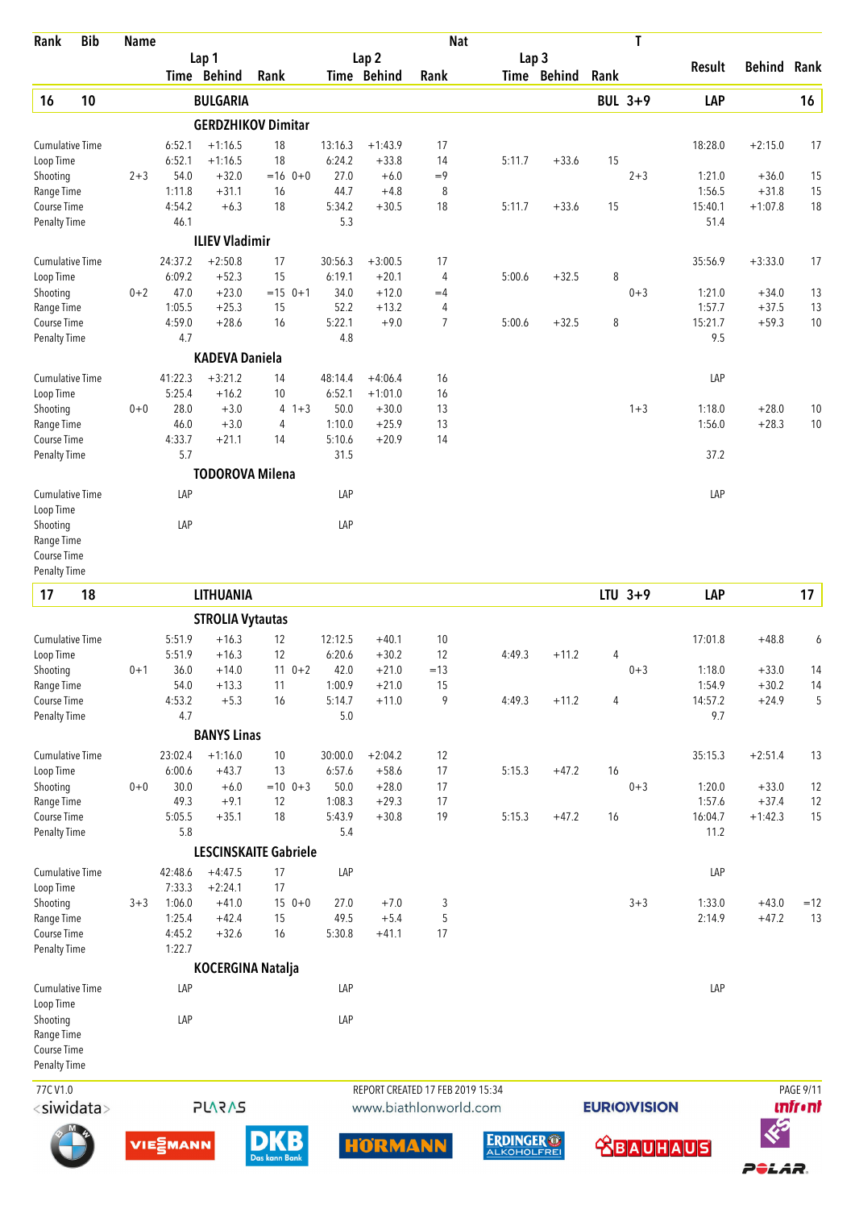| Rank | Bib | Name | | | | | | Nat | | | | T | | | |
|---|---|---|---|---|---|---|---|---|---|---|---|---|---|---|---|
| | | | Lap 1 | | | Lap 2 | | | Lap 3 | | | | Result | Behind | Rank |
| | | | Time | Behind | Rank | Time | Behind | Rank | Time | Behind | Rank | | | | |
| **16** | **10** | **BULGARIA** | | | | | | | | | | **BUL 3+9** | **LAP** | | **16** |
| | | **GERDZHIKOV Dimitar** | | | | | | | | | | | | | |
| Cumulative Time | | | 6:52.1 | +1:16.5 | 18 | 13:16.3 | +1:43.9 | 17 | | | | | 18:28.0 | +2:15.0 | 17 |
| Loop Time | | | 6:52.1 | +1:16.5 | 18 | 6:24.2 | +33.8 | 14 | 5:11.7 | +33.6 | 15 | | | | |
| Shooting | | 2+3 | 54.0 | +32.0 | =16 0+0 | 27.0 | +6.0 | =9 | | | | 2+3 | 1:21.0 | +36.0 | 15 |
| Range Time | | | 1:11.8 | +31.1 | 16 | 44.7 | +4.8 | 8 | | | | | 1:56.5 | +31.8 | 15 |
| Course Time | | | 4:54.2 | +6.3 | 18 | 5:34.2 | +30.5 | 18 | 5:11.7 | +33.6 | 15 | | 15:40.1 | +1:07.8 | 18 |
| Penalty Time | | | 46.1 | | | 5.3 | | | | | | | 51.4 | | |
| | | **ILIEV Vladimir** | | | | | | | | | | | | | |
| Cumulative Time | | | 24:37.2 | +2:50.8 | 17 | 30:56.3 | +3:00.5 | 17 | | | | | 35:56.9 | +3:33.0 | 17 |
| Loop Time | | | 6:09.2 | +52.3 | 15 | 6:19.1 | +20.1 | 4 | 5:00.6 | +32.5 | 8 | | | | |
| Shooting | | 0+2 | 47.0 | +23.0 | =15 0+1 | 34.0 | +12.0 | =4 | | | | 0+3 | 1:21.0 | +34.0 | 13 |
| Range Time | | | 1:05.5 | +25.3 | 15 | 52.2 | +13.2 | 4 | | | | | 1:57.7 | +37.5 | 13 |
| Course Time | | | 4:59.0 | +28.6 | 16 | 5:22.1 | +9.0 | 7 | 5:00.6 | +32.5 | 8 | | 15:21.7 | +59.3 | 10 |
| Penalty Time | | | 4.7 | | | 4.8 | | | | | | | 9.5 | | |
| | | **KADEVA Daniela** | | | | | | | | | | | | | |
| Cumulative Time | | | 41:22.3 | +3:21.2 | 14 | 48:14.4 | +4:06.4 | 16 | | | | | LAP | | |
| Loop Time | | | 5:25.4 | +16.2 | 10 | 6:52.1 | +1:01.0 | 16 | | | | | | | |
| Shooting | | 0+0 | 28.0 | +3.0 | 4 1+3 | 50.0 | +30.0 | 13 | | | | 1+3 | 1:18.0 | +28.0 | 10 |
| Range Time | | | 46.0 | +3.0 | 4 | 1:10.0 | +25.9 | 13 | | | | | 1:56.0 | +28.3 | 10 |
| Course Time | | | 4:33.7 | +21.1 | 14 | 5:10.6 | +20.9 | 14 | | | | | | | |
| Penalty Time | | | 5.7 | | | 31.5 | | | | | | | 37.2 | | |
| | | **TODOROVA Milena** | | | | | | | | | | | | | |
| Cumulative Time | | | LAP | | | LAP | | | | | | | LAP | | |
| Loop Time | | | | | | | | | | | | | | | |
| Shooting | | | LAP | | | LAP | | | | | | | | | |
| Range Time | | | | | | | | | | | | | | | |
| Course Time | | | | | | | | | | | | | | | |
| Penalty Time | | | | | | | | | | | | | | | |
| **17** | **18** | **LITHUANIA** | | | | | | | | | | **LTU 3+9** | **LAP** | | **17** |
| | | **STROLIA Vytautas** | | | | | | | | | | | | | |
| Cumulative Time | | | 5:51.9 | +16.3 | 12 | 12:12.5 | +40.1 | 10 | | | | | 17:01.8 | +48.8 | 6 |
| Loop Time | | | 5:51.9 | +16.3 | 12 | 6:20.6 | +30.2 | 12 | 4:49.3 | +11.2 | 4 | | | | |
| Shooting | | 0+1 | 36.0 | +14.0 | 11 0+2 | 42.0 | +21.0 | =13 | | | | 0+3 | 1:18.0 | +33.0 | 14 |
| Range Time | | | 54.0 | +13.3 | 11 | 1:00.9 | +21.0 | 15 | | | | | 1:54.9 | +30.2 | 14 |
| Course Time | | | 4:53.2 | +5.3 | 16 | 5:14.7 | +11.0 | 9 | 4:49.3 | +11.2 | 4 | | 14:57.2 | +24.9 | 5 |
| Penalty Time | | | 4.7 | | | 5.0 | | | | | | | 9.7 | | |
| | | **BANYS Linas** | | | | | | | | | | | | | |
| Cumulative Time | | | 23:02.4 | +1:16.0 | 10 | 30:00.0 | +2:04.2 | 12 | | | | | 35:15.3 | +2:51.4 | 13 |
| Loop Time | | | 6:00.6 | +43.7 | 13 | 6:57.6 | +58.6 | 17 | 5:15.3 | +47.2 | 16 | | | | |
| Shooting | | 0+0 | 30.0 | +6.0 | =10 0+3 | 50.0 | +28.0 | 17 | | | | 0+3 | 1:20.0 | +33.0 | 12 |
| Range Time | | | 49.3 | +9.1 | 12 | 1:08.3 | +29.3 | 17 | | | | | 1:57.6 | +37.4 | 12 |
| Course Time | | | 5:05.5 | +35.1 | 18 | 5:43.9 | +30.8 | 19 | 5:15.3 | +47.2 | 16 | | 16:04.7 | +1:42.3 | 15 |
| Penalty Time | | | 5.8 | | | 5.4 | | | | | | | 11.2 | | |
| | | **LESCINSKAITE Gabriele** | | | | | | | | | | | | | |
| Cumulative Time | | | 42:48.6 | +4:47.5 | 17 | LAP | | | | | | | LAP | | |
| Loop Time | | | 7:33.3 | +2:24.1 | 17 | | | | | | | | | | |
| Shooting | | 3+3 | 1:06.0 | +41.0 | 15 0+0 | 27.0 | +7.0 | 3 | | | | 3+3 | 1:33.0 | +43.0 | =12 |
| Range Time | | | 1:25.4 | +42.4 | 15 | 49.5 | +5.4 | 5 | | | | | 2:14.9 | +47.2 | 13 |
| Course Time | | | 4:45.2 | +32.6 | 16 | 5:30.8 | +41.1 | 17 | | | | | | | |
| Penalty Time | | | 1:22.7 | | | | | | | | | | | | |
| | | **KOCERGINA Natalja** | | | | | | | | | | | | | |
| Cumulative Time | | | LAP | | | LAP | | | | | | | LAP | | |
| Loop Time | | | | | | | | | | | | | | | |
| Shooting | | | LAP | | | LAP | | | | | | | | | |
| Range Time | | | | | | | | | | | | | | | |
| Course Time | | | | | | | | | | | | | | | |
| Penalty Time | | | | | | | | | | | | | | | |

77C V1.0 REPORT CREATED 17 FEB 2019 15:34

www.biathlonworld.com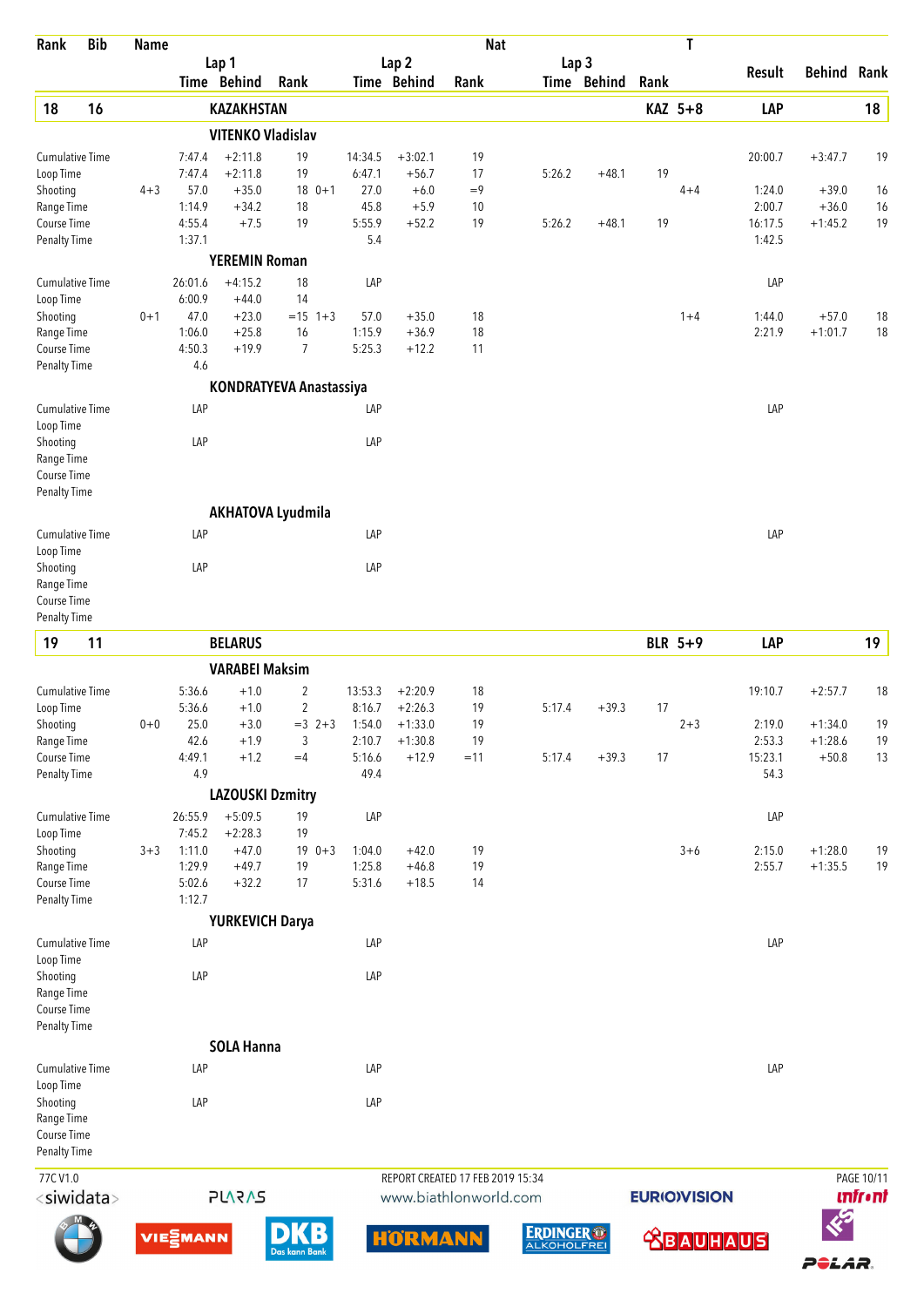| Rank | Bib | Name | | Lap 1 Time | Lap 1 Behind | Lap 1 Rank | | Lap 2 Time | Lap 2 Behind | Lap 2 Rank | Nat | Lap 3 Time | Lap 3 Behind | Lap 3 Rank | T | Result | Behind | Rank |
|---|---|---|---|---|---|---|---|---|---|---|---|---|---|---|---|---|---|---|
| **18** | **16** | **KAZAKHSTAN** | | | | | | | | | | | | | **KAZ 5+8** | **LAP** | | **18** |
| | | **VITENKO Vladislav** | | | | | | | | | | | | | | | | |
| Cumulative Time | | | | 7:47.4 | +2:11.8 | 19 | | 14:34.5 | +3:02.1 | 19 | | | | | | 20:00.7 | +3:47.7 | 19 |
| Loop Time | | | | 7:47.4 | +2:11.8 | 19 | | 6:47.1 | +56.7 | 17 | | 5:26.2 | +48.1 | 19 | | | | |
| Shooting | | | 4+3 | 57.0 | +35.0 | 18 | 0+1 | 27.0 | +6.0 | =9 | | | | | 4+4 | 1:24.0 | +39.0 | 16 |
| Range Time | | | | 1:14.9 | +34.2 | 18 | | 45.8 | +5.9 | 10 | | | | | | 2:00.7 | +36.0 | 16 |
| Course Time | | | | 4:55.4 | +7.5 | 19 | | 5:55.9 | +52.2 | 19 | | 5:26.2 | +48.1 | 19 | | 16:17.5 | +1:45.2 | 19 |
| Penalty Time | | | | 1:37.1 | | | | 5.4 | | | | | | | | 1:42.5 | | |
| | | **YEREMIN Roman** | | | | | | | | | | | | | | | | |
| Cumulative Time | | | | 26:01.6 | +4:15.2 | 18 | | LAP | | | | | | | | LAP | | |
| Loop Time | | | | 6:00.9 | +44.0 | 14 | | | | | | | | | | | | |
| Shooting | | | 0+1 | 47.0 | +23.0 | =15 | 1+3 | 57.0 | +35.0 | 18 | | | | | 1+4 | 1:44.0 | +57.0 | 18 |
| Range Time | | | | 1:06.0 | +25.8 | 16 | | 1:15.9 | +36.9 | 18 | | | | | | 2:21.9 | +1:01.7 | 18 |
| Course Time | | | | 4:50.3 | +19.9 | 7 | | 5:25.3 | +12.2 | 11 | | | | | | | | |
| Penalty Time | | | | 4.6 | | | | | | | | | | | | | | |
| | | **KONDRATYEVA Anastassiya** | | | | | | | | | | | | | | | | |
| Cumulative Time | | | | LAP | | | | LAP | | | | | | | | LAP | | |
| Loop Time | | | | | | | | | | | | | | | | | | |
| Shooting | | | | LAP | | | | LAP | | | | | | | | | | |
| Range Time | | | | | | | | | | | | | | | | | | |
| Course Time | | | | | | | | | | | | | | | | | | |
| Penalty Time | | | | | | | | | | | | | | | | | | |
| | | **AKHATOVA Lyudmila** | | | | | | | | | | | | | | | | |
| Cumulative Time | | | | LAP | | | | LAP | | | | | | | | LAP | | |
| Loop Time | | | | | | | | | | | | | | | | | | |
| Shooting | | | | LAP | | | | LAP | | | | | | | | | | |
| Range Time | | | | | | | | | | | | | | | | | | |
| Course Time | | | | | | | | | | | | | | | | | | |
| Penalty Time | | | | | | | | | | | | | | | | | | |
| **19** | **11** | **BELARUS** | | | | | | | | | | | | | **BLR 5+9** | **LAP** | | **19** |
| | | **VARABEI Maksim** | | | | | | | | | | | | | | | | |
| Cumulative Time | | | | 5:36.6 | +1.0 | 2 | | 13:53.3 | +2:20.9 | 18 | | | | | | 19:10.7 | +2:57.7 | 18 |
| Loop Time | | | | 5:36.6 | +1.0 | 2 | | 8:16.7 | +2:26.3 | 19 | | 5:17.4 | +39.3 | 17 | | | | |
| Shooting | | | 0+0 | 25.0 | +3.0 | =3 | 2+3 | 1:54.0 | +1:33.0 | 19 | | | | | 2+3 | 2:19.0 | +1:34.0 | 19 |
| Range Time | | | | 42.6 | +1.9 | 3 | | 2:10.7 | +1:30.8 | 19 | | | | | | 2:53.3 | +1:28.6 | 19 |
| Course Time | | | | 4:49.1 | +1.2 | =4 | | 5:16.6 | +12.9 | =11 | | 5:17.4 | +39.3 | 17 | | 15:23.1 | +50.8 | 13 |
| Penalty Time | | | | 4.9 | | | | 49.4 | | | | | | | | 54.3 | | |
| | | **LAZOUSKI Dzmitry** | | | | | | | | | | | | | | | | |
| Cumulative Time | | | | 26:55.9 | +5:09.5 | 19 | | LAP | | | | | | | | LAP | | |
| Loop Time | | | | 7:45.2 | +2:28.3 | 19 | | | | | | | | | | | | |
| Shooting | | | 3+3 | 1:11.0 | +47.0 | 19 | 0+3 | 1:04.0 | +42.0 | 19 | | | | | 3+6 | 2:15.0 | +1:28.0 | 19 |
| Range Time | | | | 1:29.9 | +49.7 | 19 | | 1:25.8 | +46.8 | 19 | | | | | | 2:55.7 | +1:35.5 | 19 |
| Course Time | | | | 5:02.6 | +32.2 | 17 | | 5:31.6 | +18.5 | 14 | | | | | | | | |
| Penalty Time | | | | 1:12.7 | | | | | | | | | | | | | | |
| | | **YURKEVICH Darya** | | | | | | | | | | | | | | | | |
| Cumulative Time | | | | LAP | | | | LAP | | | | | | | | LAP | | |
| Loop Time | | | | | | | | | | | | | | | | | | |
| Shooting | | | | LAP | | | | LAP | | | | | | | | | | |
| Range Time | | | | | | | | | | | | | | | | | | |
| Course Time | | | | | | | | | | | | | | | | | | |
| Penalty Time | | | | | | | | | | | | | | | | | | |
| | | **SOLA Hanna** | | | | | | | | | | | | | | | | |
| Cumulative Time | | | | LAP | | | | LAP | | | | | | | | LAP | | |
| Loop Time | | | | | | | | | | | | | | | | | | |
| Shooting | | | | LAP | | | | LAP | | | | | | | | | | |
| Range Time | | | | | | | | | | | | | | | | | | |
| Course Time | | | | | | | | | | | | | | | | | | |
| Penalty Time | | | | | | | | | | | | | | | | | | |

77C V1.0 REPORT CREATED 17 FEB 2019 15:34

www.biathlonworld.com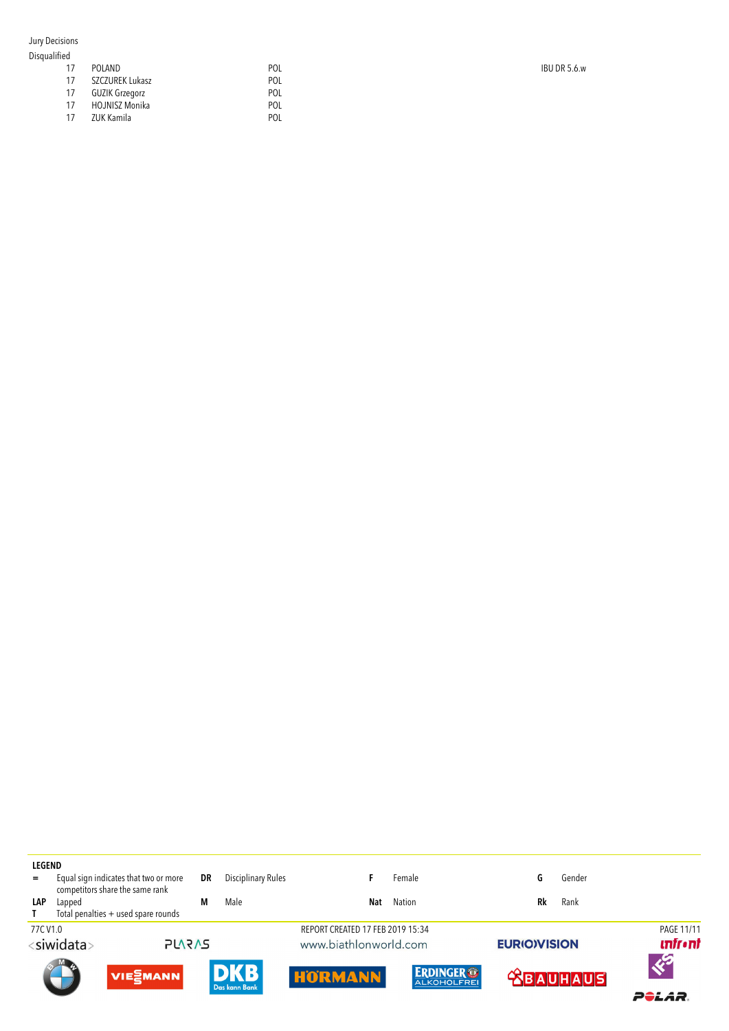Jury Decisions

Disqualified

| | | | |
|---|---|---|---|
| 17 | POLAND | POL | IBU DR 5.6.w |
| 17 | SZCZUREK Lukasz | POL | |
| 17 | GUZIK Grzegorz | POL | |
| 17 | HOJNISZ Monika | POL | |
| 17 | ZUK Kamila | POL | |

**LEGEND**

| | | | | | | | |
|---|---|---|---|---|---|---|---|
| **=** | Equal sign indicates that two or more competitors share the same rank | **DR** | Disciplinary Rules | **F** | Female | **G** | Gender |
| **LAP** | Lapped | **M** | Male | **Nat** | Nation | **Rk** | Rank |
| **T** | Total penalties + used spare rounds | | | | | | |

77C V1.0

REPORT CREATED 17 FEB 2019 15:34

www.biathlonworld.com